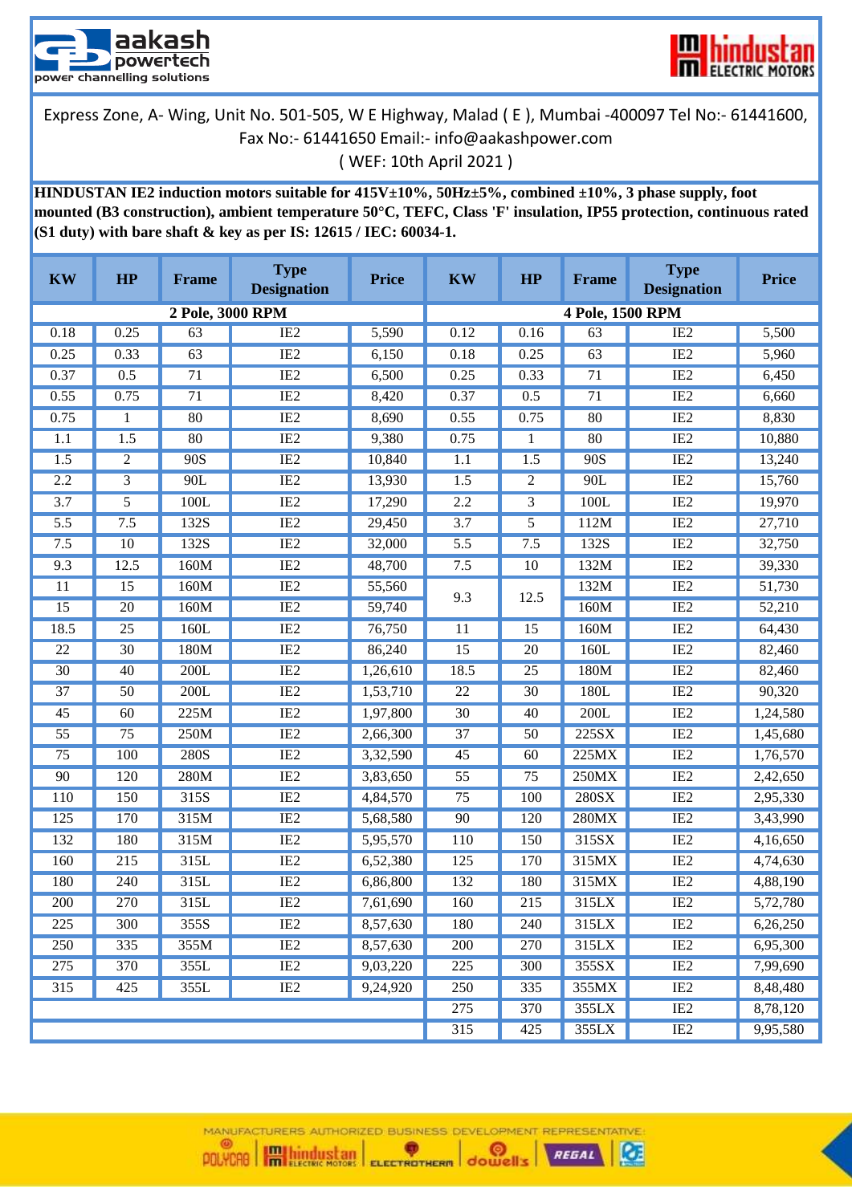aakash powertech
power channelling solutions

hindustan ELECTRIC MOTORS

Express Zone, A- Wing, Unit No. 501-505, W E Highway, Malad ( E ), Mumbai -400097 Tel No:- 61441600, Fax No:- 61441650 Email:- info@aakashpower.com

( WEF: 10th April 2021 )

**HINDUSTAN IE2 induction motors suitable for 415V±10%, 50Hz±5%, combined ±10%, 3 phase supply, foot mounted (B3 construction), ambient temperature 50°C, TEFC, Class 'F' insulation, IP55 protection, continuous rated (S1 duty) with bare shaft & key as per IS: 12615 / IEC: 60034-1.**

| KW | HP | Frame | Type Designation | Price | KW | HP | Frame | Type Designation | Price |
|---|---|---|---|---|---|---|---|---|---|
| 2 Pole, 3000 RPM | | | | | 4 Pole, 1500 RPM | | | | |
| 0.18 | 0.25 | 63 | IE2 | 5,590 | 0.12 | 0.16 | 63 | IE2 | 5,500 |
| 0.25 | 0.33 | 63 | IE2 | 6,150 | 0.18 | 0.25 | 63 | IE2 | 5,960 |
| 0.37 | 0.5 | 71 | IE2 | 6,500 | 0.25 | 0.33 | 71 | IE2 | 6,450 |
| 0.55 | 0.75 | 71 | IE2 | 8,420 | 0.37 | 0.5 | 71 | IE2 | 6,660 |
| 0.75 | 1 | 80 | IE2 | 8,690 | 0.55 | 0.75 | 80 | IE2 | 8,830 |
| 1.1 | 1.5 | 80 | IE2 | 9,380 | 0.75 | 1 | 80 | IE2 | 10,880 |
| 1.5 | 2 | 90S | IE2 | 10,840 | 1.1 | 1.5 | 90S | IE2 | 13,240 |
| 2.2 | 3 | 90L | IE2 | 13,930 | 1.5 | 2 | 90L | IE2 | 15,760 |
| 3.7 | 5 | 100L | IE2 | 17,290 | 2.2 | 3 | 100L | IE2 | 19,970 |
| 5.5 | 7.5 | 132S | IE2 | 29,450 | 3.7 | 5 | 112M | IE2 | 27,710 |
| 7.5 | 10 | 132S | IE2 | 32,000 | 5.5 | 7.5 | 132S | IE2 | 32,750 |
| 9.3 | 12.5 | 160M | IE2 | 48,700 | 7.5 | 10 | 132M | IE2 | 39,330 |
| 11 | 15 | 160M | IE2 | 55,560 | 9.3 | 12.5 | 132M | IE2 | 51,730 |
| 15 | 20 | 160M | IE2 | 59,740 | | | 160M | IE2 | 52,210 |
| 18.5 | 25 | 160L | IE2 | 76,750 | 11 | 15 | 160M | IE2 | 64,430 |
| 22 | 30 | 180M | IE2 | 86,240 | 15 | 20 | 160L | IE2 | 82,460 |
| 30 | 40 | 200L | IE2 | 1,26,610 | 18.5 | 25 | 180M | IE2 | 82,460 |
| 37 | 50 | 200L | IE2 | 1,53,710 | 22 | 30 | 180L | IE2 | 90,320 |
| 45 | 60 | 225M | IE2 | 1,97,800 | 30 | 40 | 200L | IE2 | 1,24,580 |
| 55 | 75 | 250M | IE2 | 2,66,300 | 37 | 50 | 225SX | IE2 | 1,45,680 |
| 75 | 100 | 280S | IE2 | 3,32,590 | 45 | 60 | 225MX | IE2 | 1,76,570 |
| 90 | 120 | 280M | IE2 | 3,83,650 | 55 | 75 | 250MX | IE2 | 2,42,650 |
| 110 | 150 | 315S | IE2 | 4,84,570 | 75 | 100 | 280SX | IE2 | 2,95,330 |
| 125 | 170 | 315M | IE2 | 5,68,580 | 90 | 120 | 280MX | IE2 | 3,43,990 |
| 132 | 180 | 315M | IE2 | 5,95,570 | 110 | 150 | 315SX | IE2 | 4,16,650 |
| 160 | 215 | 315L | IE2 | 6,52,380 | 125 | 170 | 315MX | IE2 | 4,74,630 |
| 180 | 240 | 315L | IE2 | 6,86,800 | 132 | 180 | 315MX | IE2 | 4,88,190 |
| 200 | 270 | 315L | IE2 | 7,61,690 | 160 | 215 | 315LX | IE2 | 5,72,780 |
| 225 | 300 | 355S | IE2 | 8,57,630 | 180 | 240 | 315LX | IE2 | 6,26,250 |
| 250 | 335 | 355M | IE2 | 8,57,630 | 200 | 270 | 315LX | IE2 | 6,95,300 |
| 275 | 370 | 355L | IE2 | 9,03,220 | 225 | 300 | 355SX | IE2 | 7,99,690 |
| 315 | 425 | 355L | IE2 | 9,24,920 | 250 | 335 | 355MX | IE2 | 8,48,480 |
| | | | | | 275 | 370 | 355LX | IE2 | 8,78,120 |
| | | | | | 315 | 425 | 355LX | IE2 | 9,95,580 |

MANUFACTURERS AUTHORIZED BUSINESS DEVELOPMENT REPRESENTATIVE: POLYCAB | hindustan ELECTRIC MOTORS | ELECTROTHERM | dowells | REGAL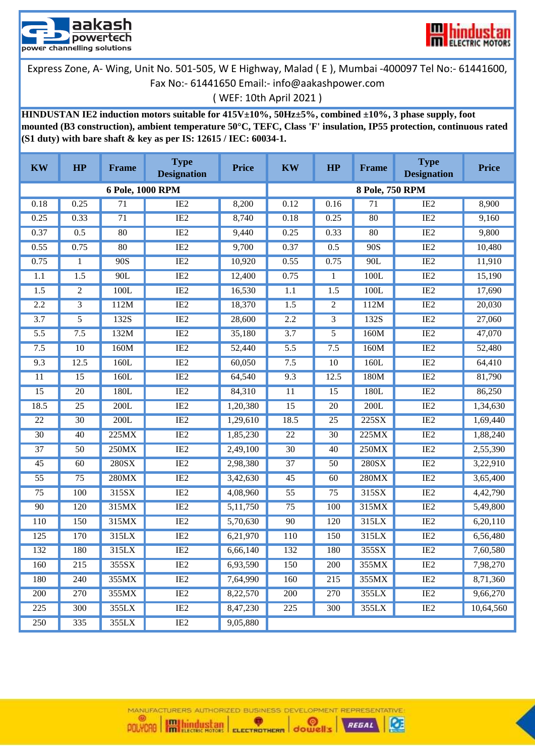aakash powertech
power channelling solutions

hindustan ELECTRIC MOTORS

Express Zone, A- Wing, Unit No. 501-505, W E Highway, Malad ( E ), Mumbai -400097 Tel No:- 61441600, Fax No:- 61441650 Email:- info@aakashpower.com

( WEF: 10th April 2021 )

**HINDUSTAN IE2 induction motors suitable for 415V±10%, 50Hz±5%, combined ±10%, 3 phase supply, foot mounted (B3 construction), ambient temperature 50°C, TEFC, Class 'F' insulation, IP55 protection, continuous rated (S1 duty) with bare shaft & key as per IS: 12615 / IEC: 60034-1.**

| KW | HP | Frame | Type Designation | Price | KW | HP | Frame | Type Designation | Price |
|---|---|---|---|---|---|---|---|---|---|
| 6 Pole, 1000 RPM | | | | | 8 Pole, 750 RPM | | | | |
| 0.18 | 0.25 | 71 | IE2 | 8,200 | 0.12 | 0.16 | 71 | IE2 | 8,900 |
| 0.25 | 0.33 | 71 | IE2 | 8,740 | 0.18 | 0.25 | 80 | IE2 | 9,160 |
| 0.37 | 0.5 | 80 | IE2 | 9,440 | 0.25 | 0.33 | 80 | IE2 | 9,800 |
| 0.55 | 0.75 | 80 | IE2 | 9,700 | 0.37 | 0.5 | 90S | IE2 | 10,480 |
| 0.75 | 1 | 90S | IE2 | 10,920 | 0.55 | 0.75 | 90L | IE2 | 11,910 |
| 1.1 | 1.5 | 90L | IE2 | 12,400 | 0.75 | 1 | 100L | IE2 | 15,190 |
| 1.5 | 2 | 100L | IE2 | 16,530 | 1.1 | 1.5 | 100L | IE2 | 17,690 |
| 2.2 | 3 | 112M | IE2 | 18,370 | 1.5 | 2 | 112M | IE2 | 20,030 |
| 3.7 | 5 | 132S | IE2 | 28,600 | 2.2 | 3 | 132S | IE2 | 27,060 |
| 5.5 | 7.5 | 132M | IE2 | 35,180 | 3.7 | 5 | 160M | IE2 | 47,070 |
| 7.5 | 10 | 160M | IE2 | 52,440 | 5.5 | 7.5 | 160M | IE2 | 52,480 |
| 9.3 | 12.5 | 160L | IE2 | 60,050 | 7.5 | 10 | 160L | IE2 | 64,410 |
| 11 | 15 | 160L | IE2 | 64,540 | 9.3 | 12.5 | 180M | IE2 | 81,790 |
| 15 | 20 | 180L | IE2 | 84,310 | 11 | 15 | 180L | IE2 | 86,250 |
| 18.5 | 25 | 200L | IE2 | 1,20,380 | 15 | 20 | 200L | IE2 | 1,34,630 |
| 22 | 30 | 200L | IE2 | 1,29,610 | 18.5 | 25 | 225SX | IE2 | 1,69,440 |
| 30 | 40 | 225MX | IE2 | 1,85,230 | 22 | 30 | 225MX | IE2 | 1,88,240 |
| 37 | 50 | 250MX | IE2 | 2,49,100 | 30 | 40 | 250MX | IE2 | 2,55,390 |
| 45 | 60 | 280SX | IE2 | 2,98,380 | 37 | 50 | 280SX | IE2 | 3,22,910 |
| 55 | 75 | 280MX | IE2 | 3,42,630 | 45 | 60 | 280MX | IE2 | 3,65,400 |
| 75 | 100 | 315SX | IE2 | 4,08,960 | 55 | 75 | 315SX | IE2 | 4,42,790 |
| 90 | 120 | 315MX | IE2 | 5,11,750 | 75 | 100 | 315MX | IE2 | 5,49,800 |
| 110 | 150 | 315MX | IE2 | 5,70,630 | 90 | 120 | 315LX | IE2 | 6,20,110 |
| 125 | 170 | 315LX | IE2 | 6,21,970 | 110 | 150 | 315LX | IE2 | 6,56,480 |
| 132 | 180 | 315LX | IE2 | 6,66,140 | 132 | 180 | 355SX | IE2 | 7,60,580 |
| 160 | 215 | 355SX | IE2 | 6,93,590 | 150 | 200 | 355MX | IE2 | 7,98,270 |
| 180 | 240 | 355MX | IE2 | 7,64,990 | 160 | 215 | 355MX | IE2 | 8,71,360 |
| 200 | 270 | 355MX | IE2 | 8,22,570 | 200 | 270 | 355LX | IE2 | 9,66,270 |
| 225 | 300 | 355LX | IE2 | 8,47,230 | 225 | 300 | 355LX | IE2 | 10,64,560 |
| 250 | 335 | 355LX | IE2 | 9,05,880 | | | | | |

MANUFACTURERS AUTHORIZED BUSINESS DEVELOPMENT REPRESENTATIVE: POLYCAB | hindustan ELECTRIC MOTORS | ELECTROTHERM | dowells | REGAL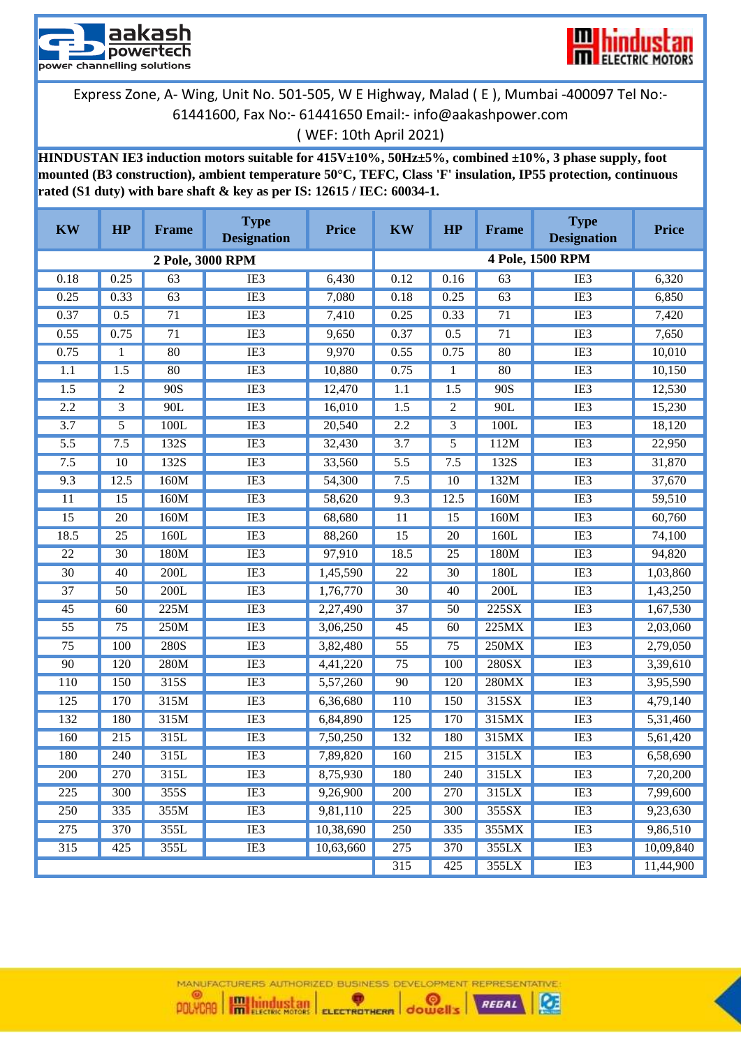aakash powertech
power channelling solutions

hindustan ELECTRIC MOTORS

Express Zone, A- Wing, Unit No. 501-505, W E Highway, Malad ( E ), Mumbai -400097 Tel No:- 61441600, Fax No:- 61441650 Email:- info@aakashpower.com

( WEF: 10th April 2021)

**HINDUSTAN IE3 induction motors suitable for 415V±10%, 50Hz±5%, combined ±10%, 3 phase supply, foot mounted (B3 construction), ambient temperature 50°C, TEFC, Class 'F' insulation, IP55 protection, continuous rated (S1 duty) with bare shaft & key as per IS: 12615 / IEC: 60034-1.**

| KW | HP | Frame | Type Designation | Price | KW | HP | Frame | Type Designation | Price |
|---|---|---|---|---|---|---|---|---|---|
| 2 Pole, 3000 RPM | | | | | 4 Pole, 1500 RPM | | | | |
| 0.18 | 0.25 | 63 | IE3 | 6,430 | 0.12 | 0.16 | 63 | IE3 | 6,320 |
| 0.25 | 0.33 | 63 | IE3 | 7,080 | 0.18 | 0.25 | 63 | IE3 | 6,850 |
| 0.37 | 0.5 | 71 | IE3 | 7,410 | 0.25 | 0.33 | 71 | IE3 | 7,420 |
| 0.55 | 0.75 | 71 | IE3 | 9,650 | 0.37 | 0.5 | 71 | IE3 | 7,650 |
| 0.75 | 1 | 80 | IE3 | 9,970 | 0.55 | 0.75 | 80 | IE3 | 10,010 |
| 1.1 | 1.5 | 80 | IE3 | 10,880 | 0.75 | 1 | 80 | IE3 | 10,150 |
| 1.5 | 2 | 90S | IE3 | 12,470 | 1.1 | 1.5 | 90S | IE3 | 12,530 |
| 2.2 | 3 | 90L | IE3 | 16,010 | 1.5 | 2 | 90L | IE3 | 15,230 |
| 3.7 | 5 | 100L | IE3 | 20,540 | 2.2 | 3 | 100L | IE3 | 18,120 |
| 5.5 | 7.5 | 132S | IE3 | 32,430 | 3.7 | 5 | 112M | IE3 | 22,950 |
| 7.5 | 10 | 132S | IE3 | 33,560 | 5.5 | 7.5 | 132S | IE3 | 31,870 |
| 9.3 | 12.5 | 160M | IE3 | 54,300 | 7.5 | 10 | 132M | IE3 | 37,670 |
| 11 | 15 | 160M | IE3 | 58,620 | 9.3 | 12.5 | 160M | IE3 | 59,510 |
| 15 | 20 | 160M | IE3 | 68,680 | 11 | 15 | 160M | IE3 | 60,760 |
| 18.5 | 25 | 160L | IE3 | 88,260 | 15 | 20 | 160L | IE3 | 74,100 |
| 22 | 30 | 180M | IE3 | 97,910 | 18.5 | 25 | 180M | IE3 | 94,820 |
| 30 | 40 | 200L | IE3 | 1,45,590 | 22 | 30 | 180L | IE3 | 1,03,860 |
| 37 | 50 | 200L | IE3 | 1,76,770 | 30 | 40 | 200L | IE3 | 1,43,250 |
| 45 | 60 | 225M | IE3 | 2,27,490 | 37 | 50 | 225SX | IE3 | 1,67,530 |
| 55 | 75 | 250M | IE3 | 3,06,250 | 45 | 60 | 225MX | IE3 | 2,03,060 |
| 75 | 100 | 280S | IE3 | 3,82,480 | 55 | 75 | 250MX | IE3 | 2,79,050 |
| 90 | 120 | 280M | IE3 | 4,41,220 | 75 | 100 | 280SX | IE3 | 3,39,610 |
| 110 | 150 | 315S | IE3 | 5,57,260 | 90 | 120 | 280MX | IE3 | 3,95,590 |
| 125 | 170 | 315M | IE3 | 6,36,680 | 110 | 150 | 315SX | IE3 | 4,79,140 |
| 132 | 180 | 315M | IE3 | 6,84,890 | 125 | 170 | 315MX | IE3 | 5,31,460 |
| 160 | 215 | 315L | IE3 | 7,50,250 | 132 | 180 | 315MX | IE3 | 5,61,420 |
| 180 | 240 | 315L | IE3 | 7,89,820 | 160 | 215 | 315LX | IE3 | 6,58,690 |
| 200 | 270 | 315L | IE3 | 8,75,930 | 180 | 240 | 315LX | IE3 | 7,20,200 |
| 225 | 300 | 355S | IE3 | 9,26,900 | 200 | 270 | 315LX | IE3 | 7,99,600 |
| 250 | 335 | 355M | IE3 | 9,81,110 | 225 | 300 | 355SX | IE3 | 9,23,630 |
| 275 | 370 | 355L | IE3 | 10,38,690 | 250 | 335 | 355MX | IE3 | 9,86,510 |
| 315 | 425 | 355L | IE3 | 10,63,660 | 275 | 370 | 355LX | IE3 | 10,09,840 |
| | | | | | 315 | 425 | 355LX | IE3 | 11,44,900 |

MANUFACTURERS AUTHORIZED BUSINESS DEVELOPMENT REPRESENTATIVE: POLYCAB | hindustan ELECTRIC MOTORS | ELECTROTHERM | dowells | REGAL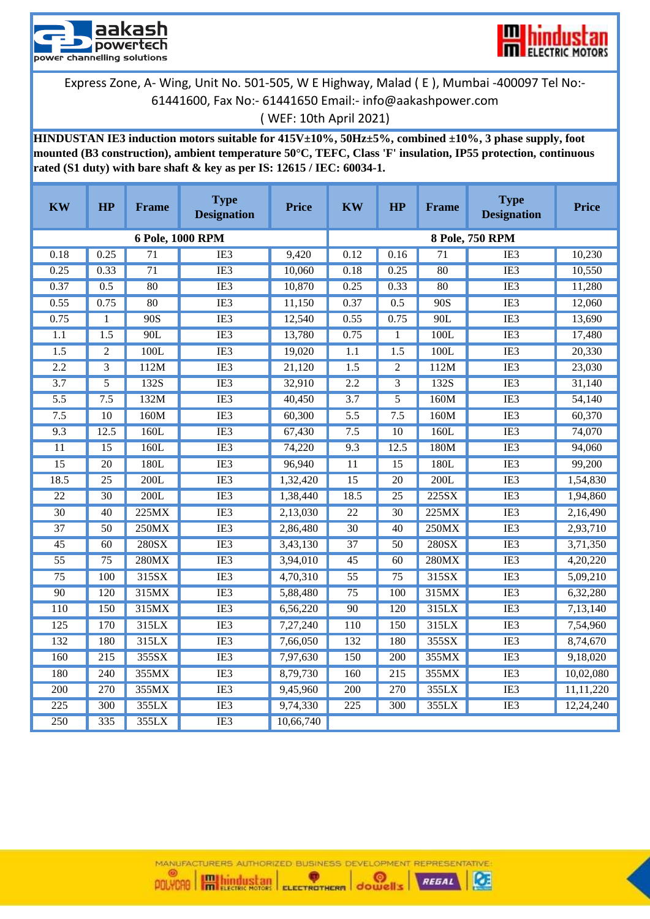Express Zone, A- Wing, Unit No. 501-505, W E Highway, Malad ( E ), Mumbai -400097 Tel No:- 61441600, Fax No:- 61441650 Email:- info@aakashpower.com

( WEF: 10th April 2021)

**HINDUSTAN IE3 induction motors suitable for 415V±10%, 50Hz±5%, combined ±10%, 3 phase supply, foot mounted (B3 construction), ambient temperature 50°C, TEFC, Class 'F' insulation, IP55 protection, continuous rated (S1 duty) with bare shaft & key as per IS: 12615 / IEC: 60034-1.**

| KW | HP | Frame | Type Designation | Price | KW | HP | Frame | Type Designation | Price |
|---|---|---|---|---|---|---|---|---|---|
| 6 Pole, 1000 RPM | | | | | 8 Pole, 750 RPM | | | | |
| 0.18 | 0.25 | 71 | IE3 | 9,420 | 0.12 | 0.16 | 71 | IE3 | 10,230 |
| 0.25 | 0.33 | 71 | IE3 | 10,060 | 0.18 | 0.25 | 80 | IE3 | 10,550 |
| 0.37 | 0.5 | 80 | IE3 | 10,870 | 0.25 | 0.33 | 80 | IE3 | 11,280 |
| 0.55 | 0.75 | 80 | IE3 | 11,150 | 0.37 | 0.5 | 90S | IE3 | 12,060 |
| 0.75 | 1 | 90S | IE3 | 12,540 | 0.55 | 0.75 | 90L | IE3 | 13,690 |
| 1.1 | 1.5 | 90L | IE3 | 13,780 | 0.75 | 1 | 100L | IE3 | 17,480 |
| 1.5 | 2 | 100L | IE3 | 19,020 | 1.1 | 1.5 | 100L | IE3 | 20,330 |
| 2.2 | 3 | 112M | IE3 | 21,120 | 1.5 | 2 | 112M | IE3 | 23,030 |
| 3.7 | 5 | 132S | IE3 | 32,910 | 2.2 | 3 | 132S | IE3 | 31,140 |
| 5.5 | 7.5 | 132M | IE3 | 40,450 | 3.7 | 5 | 160M | IE3 | 54,140 |
| 7.5 | 10 | 160M | IE3 | 60,300 | 5.5 | 7.5 | 160M | IE3 | 60,370 |
| 9.3 | 12.5 | 160L | IE3 | 67,430 | 7.5 | 10 | 160L | IE3 | 74,070 |
| 11 | 15 | 160L | IE3 | 74,220 | 9.3 | 12.5 | 180M | IE3 | 94,060 |
| 15 | 20 | 180L | IE3 | 96,940 | 11 | 15 | 180L | IE3 | 99,200 |
| 18.5 | 25 | 200L | IE3 | 1,32,420 | 15 | 20 | 200L | IE3 | 1,54,830 |
| 22 | 30 | 200L | IE3 | 1,38,440 | 18.5 | 25 | 225SX | IE3 | 1,94,860 |
| 30 | 40 | 225MX | IE3 | 2,13,030 | 22 | 30 | 225MX | IE3 | 2,16,490 |
| 37 | 50 | 250MX | IE3 | 2,86,480 | 30 | 40 | 250MX | IE3 | 2,93,710 |
| 45 | 60 | 280SX | IE3 | 3,43,130 | 37 | 50 | 280SX | IE3 | 3,71,350 |
| 55 | 75 | 280MX | IE3 | 3,94,010 | 45 | 60 | 280MX | IE3 | 4,20,220 |
| 75 | 100 | 315SX | IE3 | 4,70,310 | 55 | 75 | 315SX | IE3 | 5,09,210 |
| 90 | 120 | 315MX | IE3 | 5,88,480 | 75 | 100 | 315MX | IE3 | 6,32,280 |
| 110 | 150 | 315MX | IE3 | 6,56,220 | 90 | 120 | 315LX | IE3 | 7,13,140 |
| 125 | 170 | 315LX | IE3 | 7,27,240 | 110 | 150 | 315LX | IE3 | 7,54,960 |
| 132 | 180 | 315LX | IE3 | 7,66,050 | 132 | 180 | 355SX | IE3 | 8,74,670 |
| 160 | 215 | 355SX | IE3 | 7,97,630 | 150 | 200 | 355MX | IE3 | 9,18,020 |
| 180 | 240 | 355MX | IE3 | 8,79,730 | 160 | 215 | 355MX | IE3 | 10,02,080 |
| 200 | 270 | 355MX | IE3 | 9,45,960 | 200 | 270 | 355LX | IE3 | 11,11,220 |
| 225 | 300 | 355LX | IE3 | 9,74,330 | 225 | 300 | 355LX | IE3 | 12,24,240 |
| 250 | 335 | 355LX | IE3 | 10,66,740 | | | | | |

MANUFACTURERS AUTHORIZED BUSINESS DEVELOPMENT REPRESENTATIVE: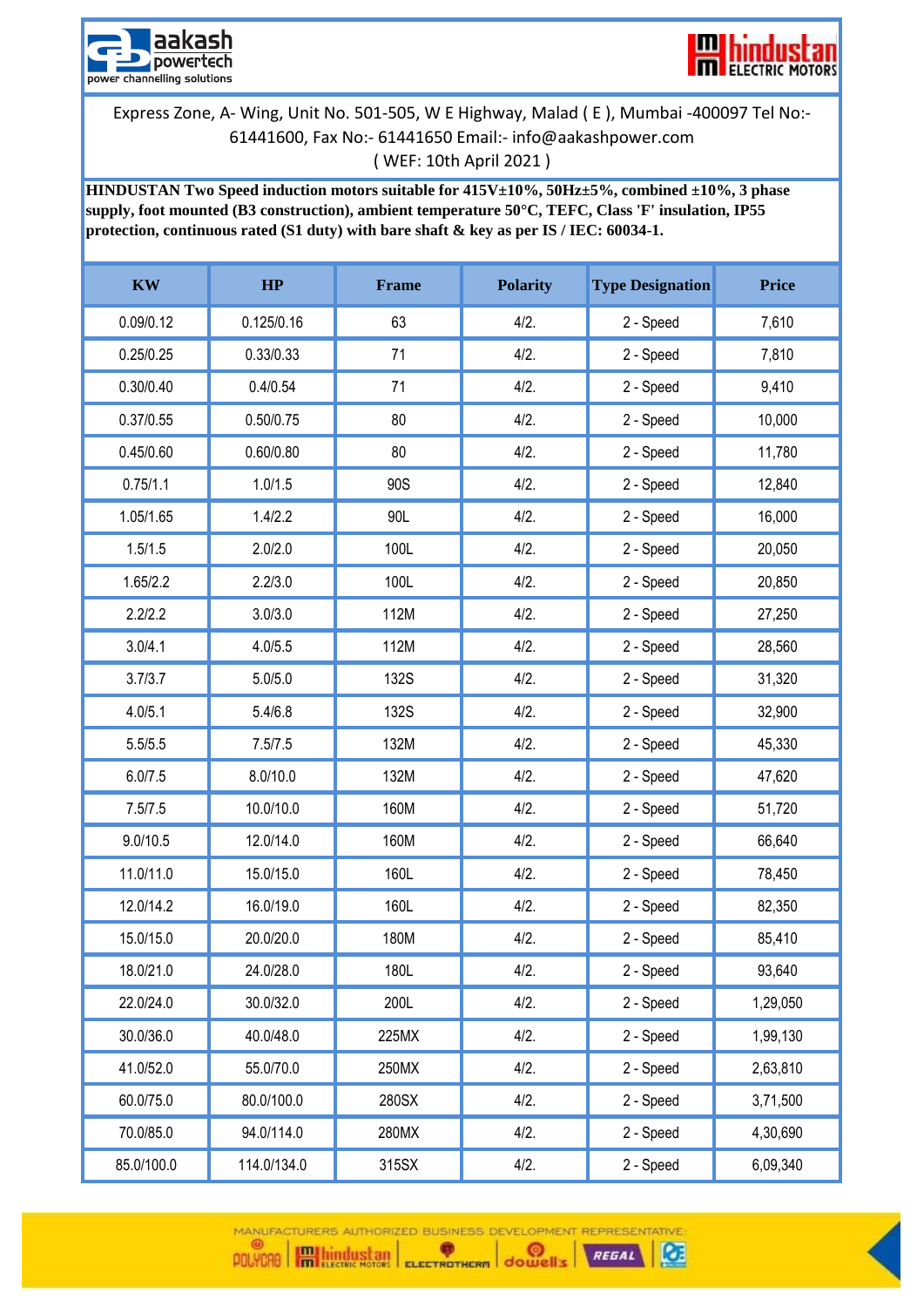aakash powertech
power channelling solutions

hindustan ELECTRIC MOTORS

Express Zone, A- Wing, Unit No. 501-505, W E Highway, Malad ( E ), Mumbai -400097 Tel No:- 61441600, Fax No:- 61441650 Email:- info@aakashpower.com
( WEF: 10th April 2021 )

**HINDUSTAN Two Speed induction motors suitable for 415V±10%, 50Hz±5%, combined ±10%, 3 phase supply, foot mounted (B3 construction), ambient temperature 50°C, TEFC, Class 'F' insulation, IP55 protection, continuous rated (S1 duty) with bare shaft & key as per IS / IEC: 60034-1.**

| KW | HP | Frame | Polarity | Type Designation | Price |
|---|---|---|---|---|---|
| 0.09/0.12 | 0.125/0.16 | 63 | 4/2. | 2 - Speed | 7,610 |
| 0.25/0.25 | 0.33/0.33 | 71 | 4/2. | 2 - Speed | 7,810 |
| 0.30/0.40 | 0.4/0.54 | 71 | 4/2. | 2 - Speed | 9,410 |
| 0.37/0.55 | 0.50/0.75 | 80 | 4/2. | 2 - Speed | 10,000 |
| 0.45/0.60 | 0.60/0.80 | 80 | 4/2. | 2 - Speed | 11,780 |
| 0.75/1.1 | 1.0/1.5 | 90S | 4/2. | 2 - Speed | 12,840 |
| 1.05/1.65 | 1.4/2.2 | 90L | 4/2. | 2 - Speed | 16,000 |
| 1.5/1.5 | 2.0/2.0 | 100L | 4/2. | 2 - Speed | 20,050 |
| 1.65/2.2 | 2.2/3.0 | 100L | 4/2. | 2 - Speed | 20,850 |
| 2.2/2.2 | 3.0/3.0 | 112M | 4/2. | 2 - Speed | 27,250 |
| 3.0/4.1 | 4.0/5.5 | 112M | 4/2. | 2 - Speed | 28,560 |
| 3.7/3.7 | 5.0/5.0 | 132S | 4/2. | 2 - Speed | 31,320 |
| 4.0/5.1 | 5.4/6.8 | 132S | 4/2. | 2 - Speed | 32,900 |
| 5.5/5.5 | 7.5/7.5 | 132M | 4/2. | 2 - Speed | 45,330 |
| 6.0/7.5 | 8.0/10.0 | 132M | 4/2. | 2 - Speed | 47,620 |
| 7.5/7.5 | 10.0/10.0 | 160M | 4/2. | 2 - Speed | 51,720 |
| 9.0/10.5 | 12.0/14.0 | 160M | 4/2. | 2 - Speed | 66,640 |
| 11.0/11.0 | 15.0/15.0 | 160L | 4/2. | 2 - Speed | 78,450 |
| 12.0/14.2 | 16.0/19.0 | 160L | 4/2. | 2 - Speed | 82,350 |
| 15.0/15.0 | 20.0/20.0 | 180M | 4/2. | 2 - Speed | 85,410 |
| 18.0/21.0 | 24.0/28.0 | 180L | 4/2. | 2 - Speed | 93,640 |
| 22.0/24.0 | 30.0/32.0 | 200L | 4/2. | 2 - Speed | 1,29,050 |
| 30.0/36.0 | 40.0/48.0 | 225MX | 4/2. | 2 - Speed | 1,99,130 |
| 41.0/52.0 | 55.0/70.0 | 250MX | 4/2. | 2 - Speed | 2,63,810 |
| 60.0/75.0 | 80.0/100.0 | 280SX | 4/2. | 2 - Speed | 3,71,500 |
| 70.0/85.0 | 94.0/114.0 | 280MX | 4/2. | 2 - Speed | 4,30,690 |
| 85.0/100.0 | 114.0/134.0 | 315SX | 4/2. | 2 - Speed | 6,09,340 |

MANUFACTURERS AUTHORIZED BUSINESS DEVELOPMENT REPRESENTATIVE:
POLYCAB | hindustan ELECTRIC MOTORS | ELECTROTHERM | dowells | REGAL | CE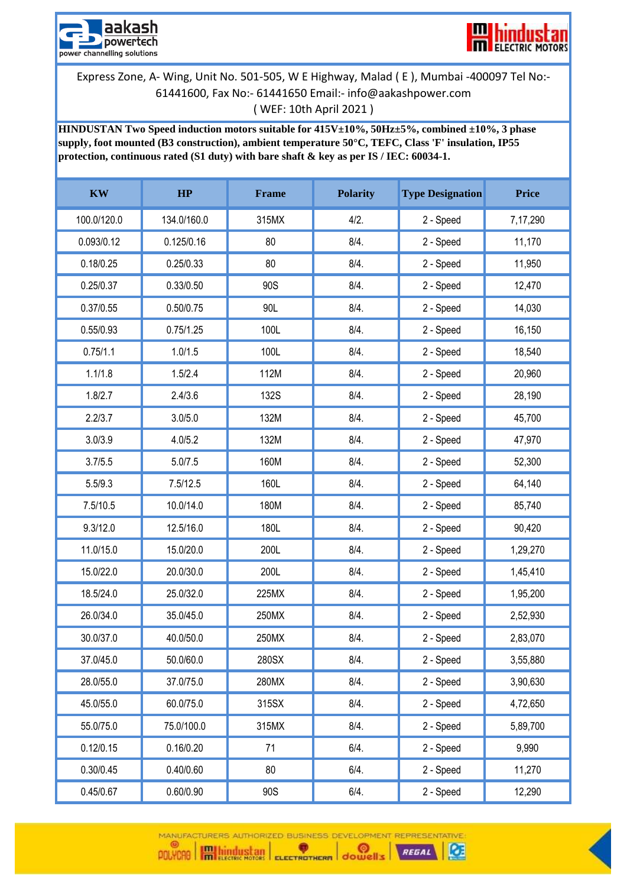aakash powertech
power channelling solutions

hindustan ELECTRIC MOTORS

Express Zone, A- Wing, Unit No. 501-505, W E Highway, Malad ( E ), Mumbai -400097 Tel No:- 61441600, Fax No:- 61441650 Email:- info@aakashpower.com
( WEF: 10th April 2021 )

**HINDUSTAN Two Speed induction motors suitable for 415V±10%, 50Hz±5%, combined ±10%, 3 phase supply, foot mounted (B3 construction), ambient temperature 50°C, TEFC, Class 'F' insulation, IP55 protection, continuous rated (S1 duty) with bare shaft & key as per IS / IEC: 60034-1.**

| KW | HP | Frame | Polarity | Type Designation | Price |
|---|---|---|---|---|---|
| 100.0/120.0 | 134.0/160.0 | 315MX | 4/2. | 2 - Speed | 7,17,290 |
| 0.093/0.12 | 0.125/0.16 | 80 | 8/4. | 2 - Speed | 11,170 |
| 0.18/0.25 | 0.25/0.33 | 80 | 8/4. | 2 - Speed | 11,950 |
| 0.25/0.37 | 0.33/0.50 | 90S | 8/4. | 2 - Speed | 12,470 |
| 0.37/0.55 | 0.50/0.75 | 90L | 8/4. | 2 - Speed | 14,030 |
| 0.55/0.93 | 0.75/1.25 | 100L | 8/4. | 2 - Speed | 16,150 |
| 0.75/1.1 | 1.0/1.5 | 100L | 8/4. | 2 - Speed | 18,540 |
| 1.1/1.8 | 1.5/2.4 | 112M | 8/4. | 2 - Speed | 20,960 |
| 1.8/2.7 | 2.4/3.6 | 132S | 8/4. | 2 - Speed | 28,190 |
| 2.2/3.7 | 3.0/5.0 | 132M | 8/4. | 2 - Speed | 45,700 |
| 3.0/3.9 | 4.0/5.2 | 132M | 8/4. | 2 - Speed | 47,970 |
| 3.7/5.5 | 5.0/7.5 | 160M | 8/4. | 2 - Speed | 52,300 |
| 5.5/9.3 | 7.5/12.5 | 160L | 8/4. | 2 - Speed | 64,140 |
| 7.5/10.5 | 10.0/14.0 | 180M | 8/4. | 2 - Speed | 85,740 |
| 9.3/12.0 | 12.5/16.0 | 180L | 8/4. | 2 - Speed | 90,420 |
| 11.0/15.0 | 15.0/20.0 | 200L | 8/4. | 2 - Speed | 1,29,270 |
| 15.0/22.0 | 20.0/30.0 | 200L | 8/4. | 2 - Speed | 1,45,410 |
| 18.5/24.0 | 25.0/32.0 | 225MX | 8/4. | 2 - Speed | 1,95,200 |
| 26.0/34.0 | 35.0/45.0 | 250MX | 8/4. | 2 - Speed | 2,52,930 |
| 30.0/37.0 | 40.0/50.0 | 250MX | 8/4. | 2 - Speed | 2,83,070 |
| 37.0/45.0 | 50.0/60.0 | 280SX | 8/4. | 2 - Speed | 3,55,880 |
| 28.0/55.0 | 37.0/75.0 | 280MX | 8/4. | 2 - Speed | 3,90,630 |
| 45.0/55.0 | 60.0/75.0 | 315SX | 8/4. | 2 - Speed | 4,72,650 |
| 55.0/75.0 | 75.0/100.0 | 315MX | 8/4. | 2 - Speed | 5,89,700 |
| 0.12/0.15 | 0.16/0.20 | 71 | 6/4. | 2 - Speed | 9,990 |
| 0.30/0.45 | 0.40/0.60 | 80 | 6/4. | 2 - Speed | 11,270 |
| 0.45/0.67 | 0.60/0.90 | 90S | 6/4. | 2 - Speed | 12,290 |

MANUFACTURERS AUTHORIZED BUSINESS DEVELOPMENT REPRESENTATIVE: POLYCAB | hindustan ELECTRIC MOTORS | ELECTROTHERM | dowells | REGAL | CE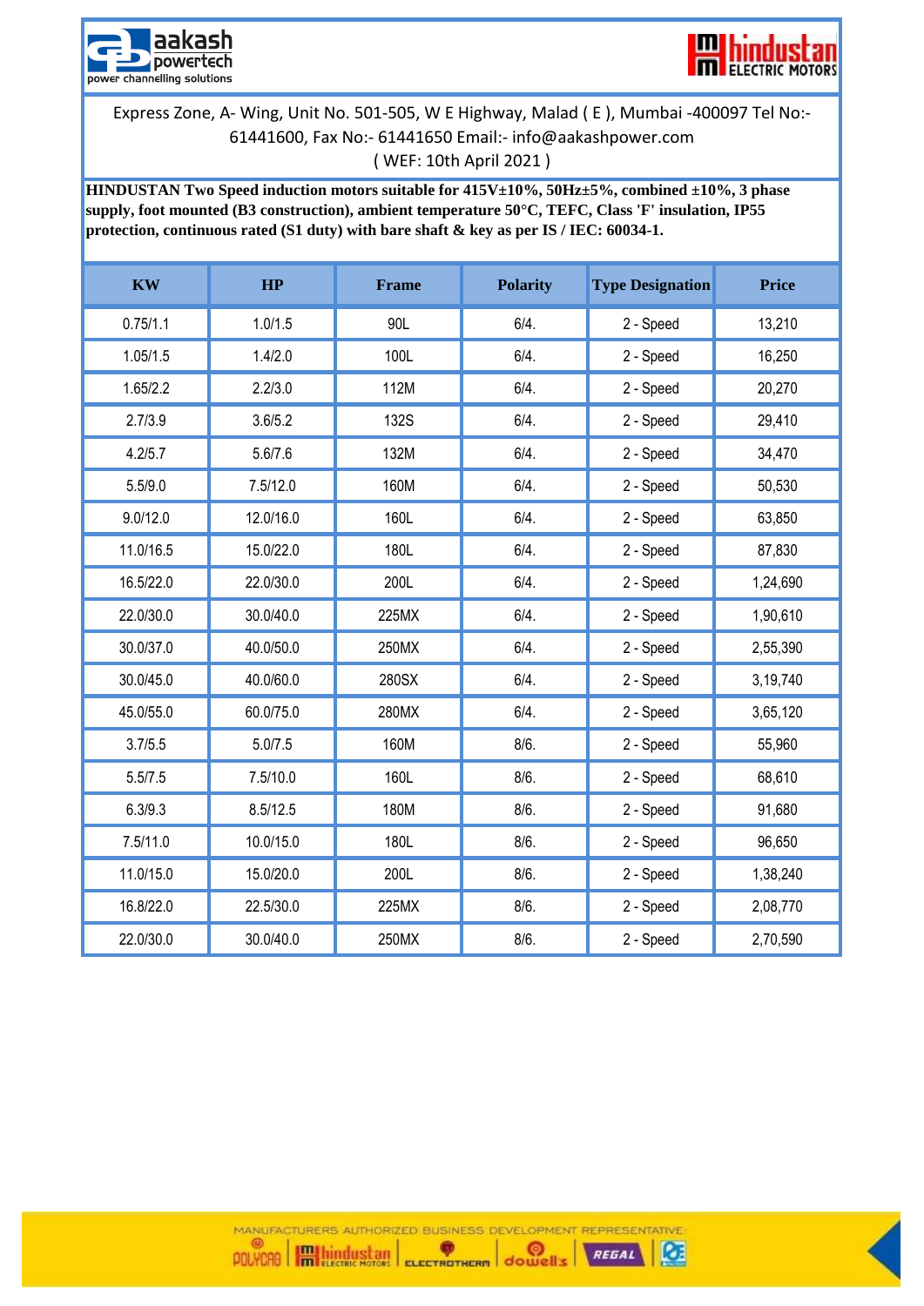Express Zone, A- Wing, Unit No. 501-505, W E Highway, Malad ( E ), Mumbai -400097 Tel No:- 61441600, Fax No:- 61441650 Email:- info@aakashpower.com

( WEF: 10th April 2021 )

**HINDUSTAN Two Speed induction motors suitable for 415V±10%, 50Hz±5%, combined ±10%, 3 phase supply, foot mounted (B3 construction), ambient temperature 50°C, TEFC, Class 'F' insulation, IP55 protection, continuous rated (S1 duty) with bare shaft & key as per IS / IEC: 60034-1.**

| KW | HP | Frame | Polarity | Type Designation | Price |
|---|---|---|---|---|---|
| 0.75/1.1 | 1.0/1.5 | 90L | 6/4. | 2 - Speed | 13,210 |
| 1.05/1.5 | 1.4/2.0 | 100L | 6/4. | 2 - Speed | 16,250 |
| 1.65/2.2 | 2.2/3.0 | 112M | 6/4. | 2 - Speed | 20,270 |
| 2.7/3.9 | 3.6/5.2 | 132S | 6/4. | 2 - Speed | 29,410 |
| 4.2/5.7 | 5.6/7.6 | 132M | 6/4. | 2 - Speed | 34,470 |
| 5.5/9.0 | 7.5/12.0 | 160M | 6/4. | 2 - Speed | 50,530 |
| 9.0/12.0 | 12.0/16.0 | 160L | 6/4. | 2 - Speed | 63,850 |
| 11.0/16.5 | 15.0/22.0 | 180L | 6/4. | 2 - Speed | 87,830 |
| 16.5/22.0 | 22.0/30.0 | 200L | 6/4. | 2 - Speed | 1,24,690 |
| 22.0/30.0 | 30.0/40.0 | 225MX | 6/4. | 2 - Speed | 1,90,610 |
| 30.0/37.0 | 40.0/50.0 | 250MX | 6/4. | 2 - Speed | 2,55,390 |
| 30.0/45.0 | 40.0/60.0 | 280SX | 6/4. | 2 - Speed | 3,19,740 |
| 45.0/55.0 | 60.0/75.0 | 280MX | 6/4. | 2 - Speed | 3,65,120 |
| 3.7/5.5 | 5.0/7.5 | 160M | 8/6. | 2 - Speed | 55,960 |
| 5.5/7.5 | 7.5/10.0 | 160L | 8/6. | 2 - Speed | 68,610 |
| 6.3/9.3 | 8.5/12.5 | 180M | 8/6. | 2 - Speed | 91,680 |
| 7.5/11.0 | 10.0/15.0 | 180L | 8/6. | 2 - Speed | 96,650 |
| 11.0/15.0 | 15.0/20.0 | 200L | 8/6. | 2 - Speed | 1,38,240 |
| 16.8/22.0 | 22.5/30.0 | 225MX | 8/6. | 2 - Speed | 2,08,770 |
| 22.0/30.0 | 30.0/40.0 | 250MX | 8/6. | 2 - Speed | 2,70,590 |

MANUFACTURERS AUTHORIZED BUSINESS DEVELOPMENT REPRESENTATIVE: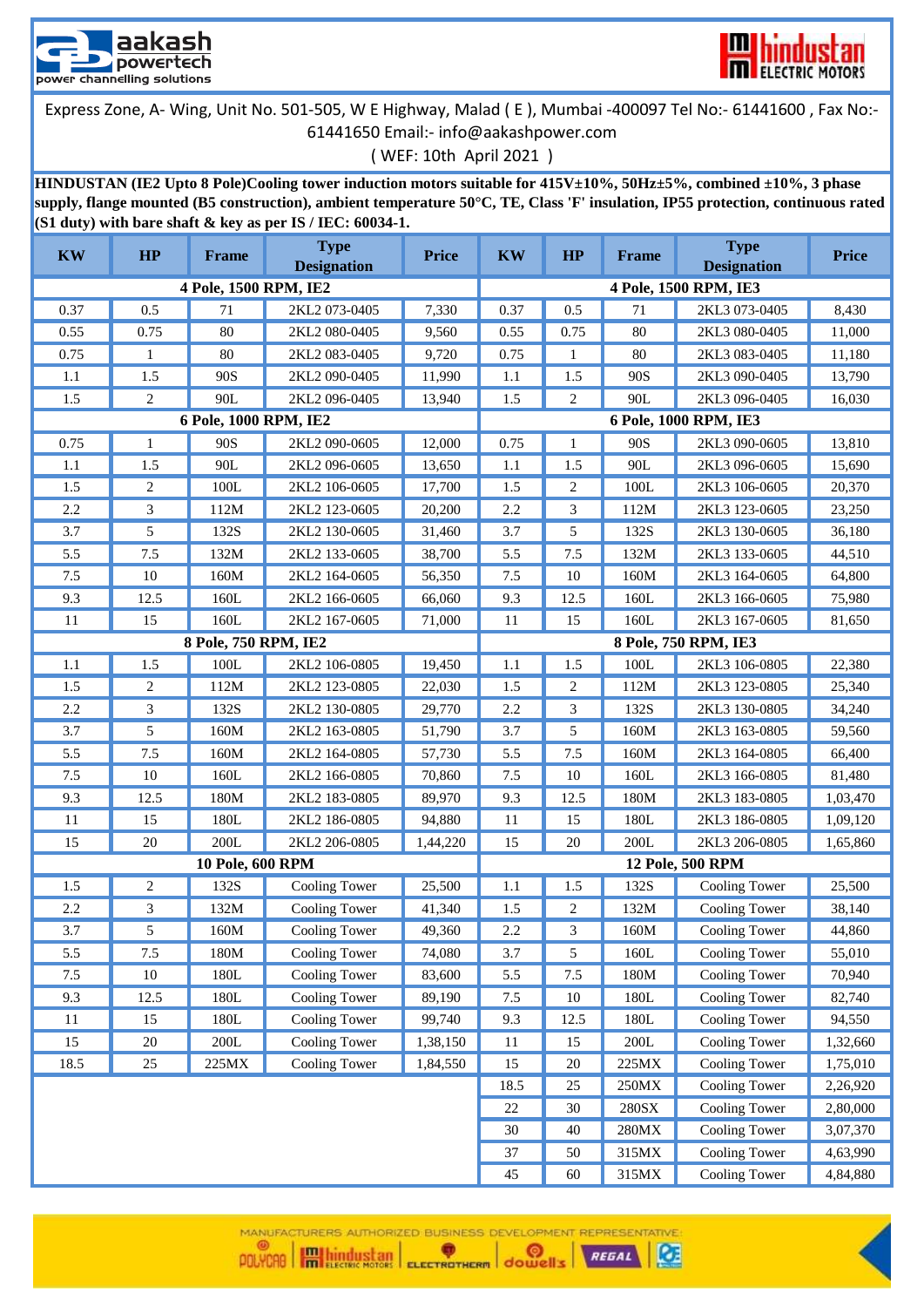aakash powertech — power channelling solutions

hindustan ELECTRIC MOTORS

Express Zone, A- Wing, Unit No. 501-505, W E Highway, Malad ( E ), Mumbai -400097 Tel No:- 61441600 , Fax No:- 61441650 Email:- info@aakashpower.com

( WEF: 10th April 2021 )

**HINDUSTAN (IE2 Upto 8 Pole)Cooling tower induction motors suitable for 415V±10%, 50Hz±5%, combined ±10%, 3 phase supply, flange mounted (B5 construction), ambient temperature 50°C, TE, Class 'F' insulation, IP55 protection, continuous rated (S1 duty) with bare shaft & key as per IS / IEC: 60034-1.**

| KW | HP | Frame | Type Designation | Price | KW | HP | Frame | Type Designation | Price |
|---|---|---|---|---|---|---|---|---|---|
| **4 Pole, 1500 RPM, IE2** | | | | | **4 Pole, 1500 RPM, IE3** | | | | |
| 0.37 | 0.5 | 71 | 2KL2 073-0405 | 7,330 | 0.37 | 0.5 | 71 | 2KL3 073-0405 | 8,430 |
| 0.55 | 0.75 | 80 | 2KL2 080-0405 | 9,560 | 0.55 | 0.75 | 80 | 2KL3 080-0405 | 11,000 |
| 0.75 | 1 | 80 | 2KL2 083-0405 | 9,720 | 0.75 | 1 | 80 | 2KL3 083-0405 | 11,180 |
| 1.1 | 1.5 | 90S | 2KL2 090-0405 | 11,990 | 1.1 | 1.5 | 90S | 2KL3 090-0405 | 13,790 |
| 1.5 | 2 | 90L | 2KL2 096-0405 | 13,940 | 1.5 | 2 | 90L | 2KL3 096-0405 | 16,030 |
| **6 Pole, 1000 RPM, IE2** | | | | | **6 Pole, 1000 RPM, IE3** | | | | |
| 0.75 | 1 | 90S | 2KL2 090-0605 | 12,000 | 0.75 | 1 | 90S | 2KL3 090-0605 | 13,810 |
| 1.1 | 1.5 | 90L | 2KL2 096-0605 | 13,650 | 1.1 | 1.5 | 90L | 2KL3 096-0605 | 15,690 |
| 1.5 | 2 | 100L | 2KL2 106-0605 | 17,700 | 1.5 | 2 | 100L | 2KL3 106-0605 | 20,370 |
| 2.2 | 3 | 112M | 2KL2 123-0605 | 20,200 | 2.2 | 3 | 112M | 2KL3 123-0605 | 23,250 |
| 3.7 | 5 | 132S | 2KL2 130-0605 | 31,460 | 3.7 | 5 | 132S | 2KL3 130-0605 | 36,180 |
| 5.5 | 7.5 | 132M | 2KL2 133-0605 | 38,700 | 5.5 | 7.5 | 132M | 2KL3 133-0605 | 44,510 |
| 7.5 | 10 | 160M | 2KL2 164-0605 | 56,350 | 7.5 | 10 | 160M | 2KL3 164-0605 | 64,800 |
| 9.3 | 12.5 | 160L | 2KL2 166-0605 | 66,060 | 9.3 | 12.5 | 160L | 2KL3 166-0605 | 75,980 |
| 11 | 15 | 160L | 2KL2 167-0605 | 71,000 | 11 | 15 | 160L | 2KL3 167-0605 | 81,650 |
| **8 Pole, 750 RPM, IE2** | | | | | **8 Pole, 750 RPM, IE3** | | | | |
| 1.1 | 1.5 | 100L | 2KL2 106-0805 | 19,450 | 1.1 | 1.5 | 100L | 2KL3 106-0805 | 22,380 |
| 1.5 | 2 | 112M | 2KL2 123-0805 | 22,030 | 1.5 | 2 | 112M | 2KL3 123-0805 | 25,340 |
| 2.2 | 3 | 132S | 2KL2 130-0805 | 29,770 | 2.2 | 3 | 132S | 2KL3 130-0805 | 34,240 |
| 3.7 | 5 | 160M | 2KL2 163-0805 | 51,790 | 3.7 | 5 | 160M | 2KL3 163-0805 | 59,560 |
| 5.5 | 7.5 | 160M | 2KL2 164-0805 | 57,730 | 5.5 | 7.5 | 160M | 2KL3 164-0805 | 66,400 |
| 7.5 | 10 | 160L | 2KL2 166-0805 | 70,860 | 7.5 | 10 | 160L | 2KL3 166-0805 | 81,480 |
| 9.3 | 12.5 | 180M | 2KL2 183-0805 | 89,970 | 9.3 | 12.5 | 180M | 2KL3 183-0805 | 1,03,470 |
| 11 | 15 | 180L | 2KL2 186-0805 | 94,880 | 11 | 15 | 180L | 2KL3 186-0805 | 1,09,120 |
| 15 | 20 | 200L | 2KL2 206-0805 | 1,44,220 | 15 | 20 | 200L | 2KL3 206-0805 | 1,65,860 |
| **10 Pole, 600 RPM** | | | | | **12 Pole, 500 RPM** | | | | |
| 1.5 | 2 | 132S | Cooling Tower | 25,500 | 1.1 | 1.5 | 132S | Cooling Tower | 25,500 |
| 2.2 | 3 | 132M | Cooling Tower | 41,340 | 1.5 | 2 | 132M | Cooling Tower | 38,140 |
| 3.7 | 5 | 160M | Cooling Tower | 49,360 | 2.2 | 3 | 160M | Cooling Tower | 44,860 |
| 5.5 | 7.5 | 180M | Cooling Tower | 74,080 | 3.7 | 5 | 160L | Cooling Tower | 55,010 |
| 7.5 | 10 | 180L | Cooling Tower | 83,600 | 5.5 | 7.5 | 180M | Cooling Tower | 70,940 |
| 9.3 | 12.5 | 180L | Cooling Tower | 89,190 | 7.5 | 10 | 180L | Cooling Tower | 82,740 |
| 11 | 15 | 180L | Cooling Tower | 99,740 | 9.3 | 12.5 | 180L | Cooling Tower | 94,550 |
| 15 | 20 | 200L | Cooling Tower | 1,38,150 | 11 | 15 | 200L | Cooling Tower | 1,32,660 |
| 18.5 | 25 | 225MX | Cooling Tower | 1,84,550 | 15 | 20 | 225MX | Cooling Tower | 1,75,010 |
| | | | | | 18.5 | 25 | 250MX | Cooling Tower | 2,26,920 |
| | | | | | 22 | 30 | 280SX | Cooling Tower | 2,80,000 |
| | | | | | 30 | 40 | 280MX | Cooling Tower | 3,07,370 |
| | | | | | 37 | 50 | 315MX | Cooling Tower | 4,63,990 |
| | | | | | 45 | 60 | 315MX | Cooling Tower | 4,84,880 |

MANUFACTURERS AUTHORIZED BUSINESS DEVELOPMENT REPRESENTATIVE: POLYCAB | hindustan ELECTRIC MOTORS | ELECTROTHERM | dowell's | REGAL | CE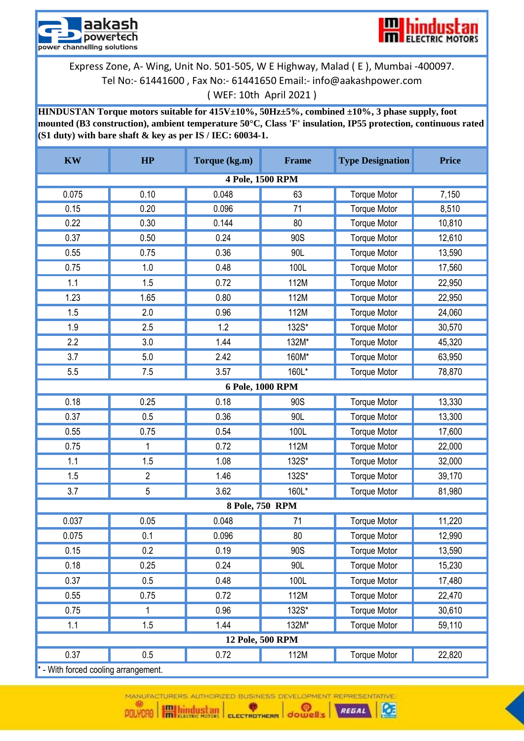aakash powertech
power channelling solutions

hindustan ELECTRIC MOTORS

Express Zone, A- Wing, Unit No. 501-505, W E Highway, Malad ( E ), Mumbai -400097.
Tel No:- 61441600 , Fax No:- 61441650 Email:- info@aakashpower.com
( WEF: 10th April 2021 )

**HINDUSTAN Torque motors suitable for 415V±10%, 50Hz±5%, combined ±10%, 3 phase supply, foot mounted (B3 construction), ambient temperature 50°C, Class 'F' insulation, IP55 protection, continuous rated (S1 duty) with bare shaft & key as per IS / IEC: 60034-1.**

| KW | HP | Torque (kg.m) | Frame | Type Designation | Price |
|---|---|---|---|---|---|
| **4 Pole, 1500 RPM** | | | | | |
| 0.075 | 0.10 | 0.048 | 63 | Torque Motor | 7,150 |
| 0.15 | 0.20 | 0.096 | 71 | Torque Motor | 8,510 |
| 0.22 | 0.30 | 0.144 | 80 | Torque Motor | 10,810 |
| 0.37 | 0.50 | 0.24 | 90S | Torque Motor | 12,610 |
| 0.55 | 0.75 | 0.36 | 90L | Torque Motor | 13,590 |
| 0.75 | 1.0 | 0.48 | 100L | Torque Motor | 17,560 |
| 1.1 | 1.5 | 0.72 | 112M | Torque Motor | 22,950 |
| 1.23 | 1.65 | 0.80 | 112M | Torque Motor | 22,950 |
| 1.5 | 2.0 | 0.96 | 112M | Torque Motor | 24,060 |
| 1.9 | 2.5 | 1.2 | 132S* | Torque Motor | 30,570 |
| 2.2 | 3.0 | 1.44 | 132M* | Torque Motor | 45,320 |
| 3.7 | 5.0 | 2.42 | 160M* | Torque Motor | 63,950 |
| 5.5 | 7.5 | 3.57 | 160L* | Torque Motor | 78,870 |
| **6 Pole, 1000 RPM** | | | | | |
| 0.18 | 0.25 | 0.18 | 90S | Torque Motor | 13,330 |
| 0.37 | 0.5 | 0.36 | 90L | Torque Motor | 13,300 |
| 0.55 | 0.75 | 0.54 | 100L | Torque Motor | 17,600 |
| 0.75 | 1 | 0.72 | 112M | Torque Motor | 22,000 |
| 1.1 | 1.5 | 1.08 | 132S* | Torque Motor | 32,000 |
| 1.5 | 2 | 1.46 | 132S* | Torque Motor | 39,170 |
| 3.7 | 5 | 3.62 | 160L* | Torque Motor | 81,980 |
| **8 Pole, 750 RPM** | | | | | |
| 0.037 | 0.05 | 0.048 | 71 | Torque Motor | 11,220 |
| 0.075 | 0.1 | 0.096 | 80 | Torque Motor | 12,990 |
| 0.15 | 0.2 | 0.19 | 90S | Torque Motor | 13,590 |
| 0.18 | 0.25 | 0.24 | 90L | Torque Motor | 15,230 |
| 0.37 | 0.5 | 0.48 | 100L | Torque Motor | 17,480 |
| 0.55 | 0.75 | 0.72 | 112M | Torque Motor | 22,470 |
| 0.75 | 1 | 0.96 | 132S* | Torque Motor | 30,610 |
| 1.1 | 1.5 | 1.44 | 132M* | Torque Motor | 59,110 |
| **12 Pole, 500 RPM** | | | | | |
| 0.37 | 0.5 | 0.72 | 112M | Torque Motor | 22,820 |

* - With forced cooling arrangement.

MANUFACTURERS AUTHORIZED BUSINESS DEVELOPMENT REPRESENTATIVE:
POLYCAB | hindustan ELECTRIC MOTORS | ELECTROTHERM | dowells | REGAL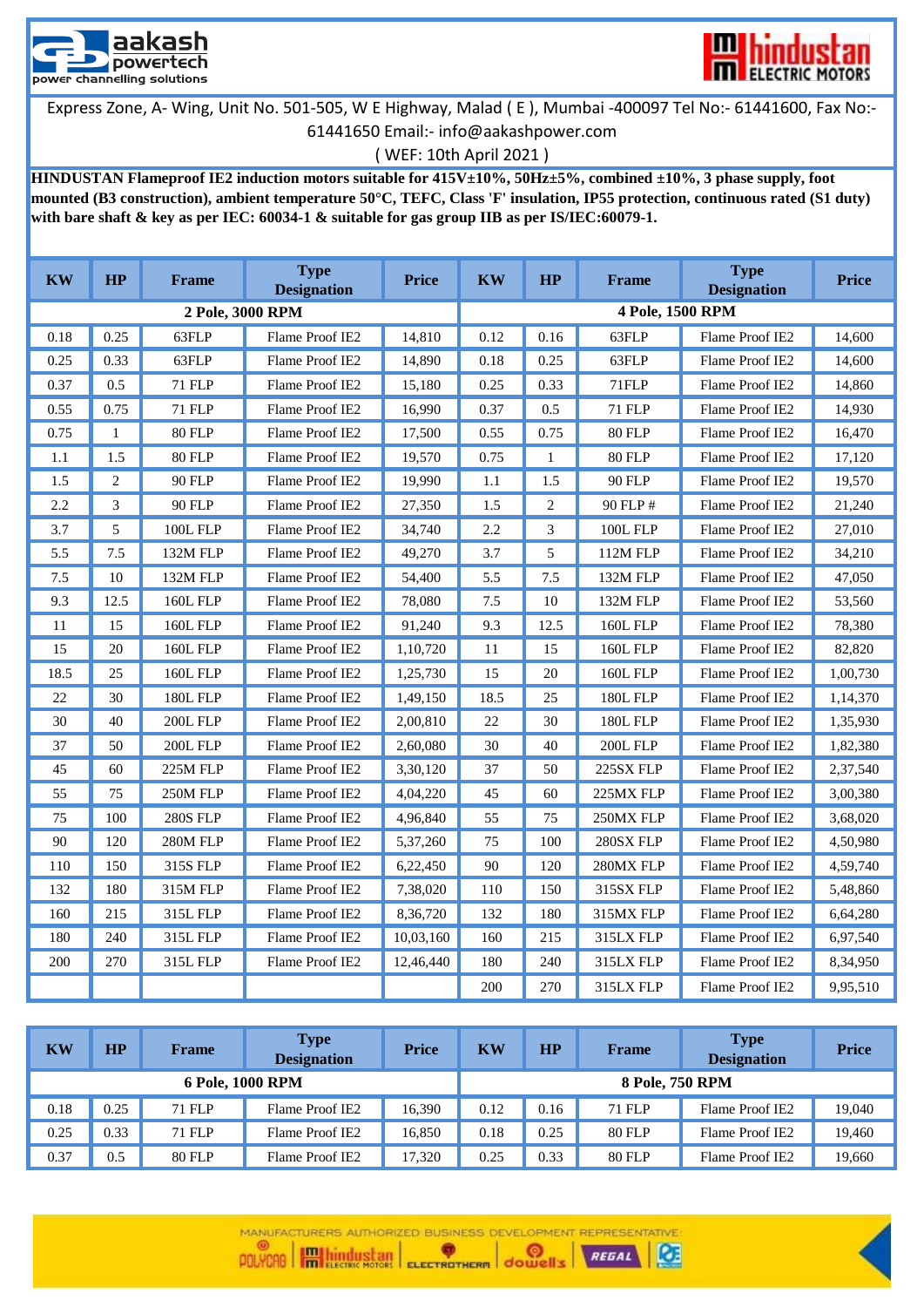**aakash powertech** — power channelling solutions

**hindustan ELECTRIC MOTORS**

Express Zone, A- Wing, Unit No. 501-505, W E Highway, Malad ( E ), Mumbai -400097 Tel No:- 61441600, Fax No:- 61441650 Email:- info@aakashpower.com

( WEF: 10th April 2021 )

**HINDUSTAN Flameproof IE2 induction motors suitable for 415V±10%, 50Hz±5%, combined ±10%, 3 phase supply, foot mounted (B3 construction), ambient temperature 50°C, TEFC, Class 'F' insulation, IP55 protection, continuous rated (S1 duty) with bare shaft & key as per IEC: 60034-1 & suitable for gas group IIB as per IS/IEC:60079-1.**

| KW | HP | Frame | Type Designation | Price | KW | HP | Frame | Type Designation | Price |
|---|---|---|---|---|---|---|---|---|---|
| **2 Pole, 3000 RPM** | | | | | **4 Pole, 1500 RPM** | | | | |
| 0.18 | 0.25 | 63FLP | Flame Proof IE2 | 14,810 | 0.12 | 0.16 | 63FLP | Flame Proof IE2 | 14,600 |
| 0.25 | 0.33 | 63FLP | Flame Proof IE2 | 14,890 | 0.18 | 0.25 | 63FLP | Flame Proof IE2 | 14,600 |
| 0.37 | 0.5 | 71 FLP | Flame Proof IE2 | 15,180 | 0.25 | 0.33 | 71FLP | Flame Proof IE2 | 14,860 |
| 0.55 | 0.75 | 71 FLP | Flame Proof IE2 | 16,990 | 0.37 | 0.5 | 71 FLP | Flame Proof IE2 | 14,930 |
| 0.75 | 1 | 80 FLP | Flame Proof IE2 | 17,500 | 0.55 | 0.75 | 80 FLP | Flame Proof IE2 | 16,470 |
| 1.1 | 1.5 | 80 FLP | Flame Proof IE2 | 19,570 | 0.75 | 1 | 80 FLP | Flame Proof IE2 | 17,120 |
| 1.5 | 2 | 90 FLP | Flame Proof IE2 | 19,990 | 1.1 | 1.5 | 90 FLP | Flame Proof IE2 | 19,570 |
| 2.2 | 3 | 90 FLP | Flame Proof IE2 | 27,350 | 1.5 | 2 | 90 FLP # | Flame Proof IE2 | 21,240 |
| 3.7 | 5 | 100L FLP | Flame Proof IE2 | 34,740 | 2.2 | 3 | 100L FLP | Flame Proof IE2 | 27,010 |
| 5.5 | 7.5 | 132M FLP | Flame Proof IE2 | 49,270 | 3.7 | 5 | 112M FLP | Flame Proof IE2 | 34,210 |
| 7.5 | 10 | 132M FLP | Flame Proof IE2 | 54,400 | 5.5 | 7.5 | 132M FLP | Flame Proof IE2 | 47,050 |
| 9.3 | 12.5 | 160L FLP | Flame Proof IE2 | 78,080 | 7.5 | 10 | 132M FLP | Flame Proof IE2 | 53,560 |
| 11 | 15 | 160L FLP | Flame Proof IE2 | 91,240 | 9.3 | 12.5 | 160L FLP | Flame Proof IE2 | 78,380 |
| 15 | 20 | 160L FLP | Flame Proof IE2 | 1,10,720 | 11 | 15 | 160L FLP | Flame Proof IE2 | 82,820 |
| 18.5 | 25 | 160L FLP | Flame Proof IE2 | 1,25,730 | 15 | 20 | 160L FLP | Flame Proof IE2 | 1,00,730 |
| 22 | 30 | 180L FLP | Flame Proof IE2 | 1,49,150 | 18.5 | 25 | 180L FLP | Flame Proof IE2 | 1,14,370 |
| 30 | 40 | 200L FLP | Flame Proof IE2 | 2,00,810 | 22 | 30 | 180L FLP | Flame Proof IE2 | 1,35,930 |
| 37 | 50 | 200L FLP | Flame Proof IE2 | 2,60,080 | 30 | 40 | 200L FLP | Flame Proof IE2 | 1,82,380 |
| 45 | 60 | 225M FLP | Flame Proof IE2 | 3,30,120 | 37 | 50 | 225SX FLP | Flame Proof IE2 | 2,37,540 |
| 55 | 75 | 250M FLP | Flame Proof IE2 | 4,04,220 | 45 | 60 | 225MX FLP | Flame Proof IE2 | 3,00,380 |
| 75 | 100 | 280S FLP | Flame Proof IE2 | 4,96,840 | 55 | 75 | 250MX FLP | Flame Proof IE2 | 3,68,020 |
| 90 | 120 | 280M FLP | Flame Proof IE2 | 5,37,260 | 75 | 100 | 280SX FLP | Flame Proof IE2 | 4,50,980 |
| 110 | 150 | 315S FLP | Flame Proof IE2 | 6,22,450 | 90 | 120 | 280MX FLP | Flame Proof IE2 | 4,59,740 |
| 132 | 180 | 315M FLP | Flame Proof IE2 | 7,38,020 | 110 | 150 | 315SX FLP | Flame Proof IE2 | 5,48,860 |
| 160 | 215 | 315L FLP | Flame Proof IE2 | 8,36,720 | 132 | 180 | 315MX FLP | Flame Proof IE2 | 6,64,280 |
| 180 | 240 | 315L FLP | Flame Proof IE2 | 10,03,160 | 160 | 215 | 315LX FLP | Flame Proof IE2 | 6,97,540 |
| 200 | 270 | 315L FLP | Flame Proof IE2 | 12,46,440 | 180 | 240 | 315LX FLP | Flame Proof IE2 | 8,34,950 |
| | | | | | 200 | 270 | 315LX FLP | Flame Proof IE2 | 9,95,510 |

| KW | HP | Frame | Type Designation | Price | KW | HP | Frame | Type Designation | Price |
|---|---|---|---|---|---|---|---|---|---|
| **6 Pole, 1000 RPM** | | | | | **8 Pole, 750 RPM** | | | | |
| 0.18 | 0.25 | 71 FLP | Flame Proof IE2 | 16,390 | 0.12 | 0.16 | 71 FLP | Flame Proof IE2 | 19,040 |
| 0.25 | 0.33 | 71 FLP | Flame Proof IE2 | 16,850 | 0.18 | 0.25 | 80 FLP | Flame Proof IE2 | 19,460 |
| 0.37 | 0.5 | 80 FLP | Flame Proof IE2 | 17,320 | 0.25 | 0.33 | 80 FLP | Flame Proof IE2 | 19,660 |

MANUFACTURERS AUTHORIZED BUSINESS DEVELOPMENT REPRESENTATIVE: POLYCAB | hindustan ELECTRIC MOTORS | ELECTROTHERM | dowells | REGAL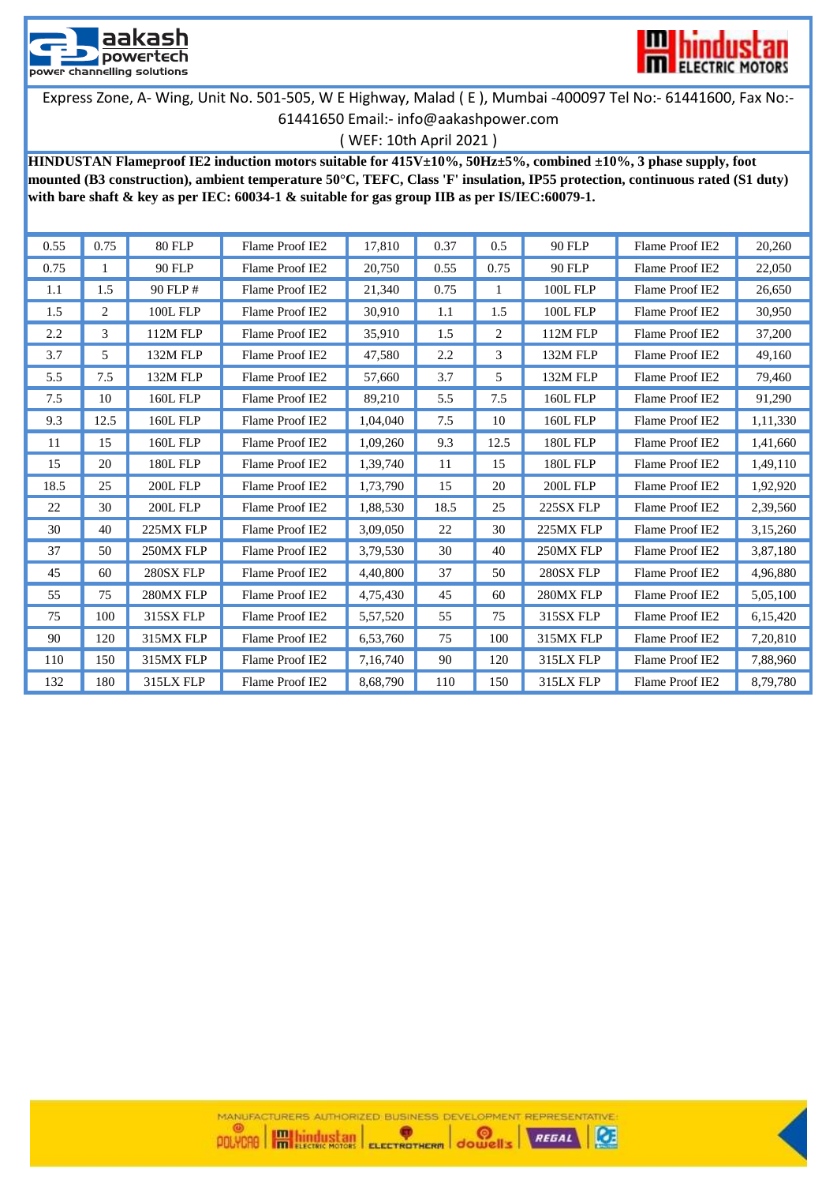aakash powertech
power channelling solutions

hindustan ELECTRIC MOTORS

Express Zone, A- Wing, Unit No. 501-505, W E Highway, Malad ( E ), Mumbai -400097 Tel No:- 61441600, Fax No:- 61441650 Email:- info@aakashpower.com

( WEF: 10th April 2021 )

**HINDUSTAN Flameproof IE2 induction motors suitable for 415V±10%, 50Hz±5%, combined ±10%, 3 phase supply, foot mounted (B3 construction), ambient temperature 50°C, TEFC, Class 'F' insulation, IP55 protection, continuous rated (S1 duty) with bare shaft & key as per IEC: 60034-1 & suitable for gas group IIB as per IS/IEC:60079-1.**

| | | | | | | | | | |
|---|---|---|---|---|---|---|---|---|---|
| 0.55 | 0.75 | 80 FLP | Flame Proof IE2 | 17,810 | 0.37 | 0.5 | 90 FLP | Flame Proof IE2 | 20,260 |
| 0.75 | 1 | 90 FLP | Flame Proof IE2 | 20,750 | 0.55 | 0.75 | 90 FLP | Flame Proof IE2 | 22,050 |
| 1.1 | 1.5 | 90 FLP # | Flame Proof IE2 | 21,340 | 0.75 | 1 | 100L FLP | Flame Proof IE2 | 26,650 |
| 1.5 | 2 | 100L FLP | Flame Proof IE2 | 30,910 | 1.1 | 1.5 | 100L FLP | Flame Proof IE2 | 30,950 |
| 2.2 | 3 | 112M FLP | Flame Proof IE2 | 35,910 | 1.5 | 2 | 112M FLP | Flame Proof IE2 | 37,200 |
| 3.7 | 5 | 132M FLP | Flame Proof IE2 | 47,580 | 2.2 | 3 | 132M FLP | Flame Proof IE2 | 49,160 |
| 5.5 | 7.5 | 132M FLP | Flame Proof IE2 | 57,660 | 3.7 | 5 | 132M FLP | Flame Proof IE2 | 79,460 |
| 7.5 | 10 | 160L FLP | Flame Proof IE2 | 89,210 | 5.5 | 7.5 | 160L FLP | Flame Proof IE2 | 91,290 |
| 9.3 | 12.5 | 160L FLP | Flame Proof IE2 | 1,04,040 | 7.5 | 10 | 160L FLP | Flame Proof IE2 | 1,11,330 |
| 11 | 15 | 160L FLP | Flame Proof IE2 | 1,09,260 | 9.3 | 12.5 | 180L FLP | Flame Proof IE2 | 1,41,660 |
| 15 | 20 | 180L FLP | Flame Proof IE2 | 1,39,740 | 11 | 15 | 180L FLP | Flame Proof IE2 | 1,49,110 |
| 18.5 | 25 | 200L FLP | Flame Proof IE2 | 1,73,790 | 15 | 20 | 200L FLP | Flame Proof IE2 | 1,92,920 |
| 22 | 30 | 200L FLP | Flame Proof IE2 | 1,88,530 | 18.5 | 25 | 225SX FLP | Flame Proof IE2 | 2,39,560 |
| 30 | 40 | 225MX FLP | Flame Proof IE2 | 3,09,050 | 22 | 30 | 225MX FLP | Flame Proof IE2 | 3,15,260 |
| 37 | 50 | 250MX FLP | Flame Proof IE2 | 3,79,530 | 30 | 40 | 250MX FLP | Flame Proof IE2 | 3,87,180 |
| 45 | 60 | 280SX FLP | Flame Proof IE2 | 4,40,800 | 37 | 50 | 280SX FLP | Flame Proof IE2 | 4,96,880 |
| 55 | 75 | 280MX FLP | Flame Proof IE2 | 4,75,430 | 45 | 60 | 280MX FLP | Flame Proof IE2 | 5,05,100 |
| 75 | 100 | 315SX FLP | Flame Proof IE2 | 5,57,520 | 55 | 75 | 315SX FLP | Flame Proof IE2 | 6,15,420 |
| 90 | 120 | 315MX FLP | Flame Proof IE2 | 6,53,760 | 75 | 100 | 315MX FLP | Flame Proof IE2 | 7,20,810 |
| 110 | 150 | 315MX FLP | Flame Proof IE2 | 7,16,740 | 90 | 120 | 315LX FLP | Flame Proof IE2 | 7,88,960 |
| 132 | 180 | 315LX FLP | Flame Proof IE2 | 8,68,790 | 110 | 150 | 315LX FLP | Flame Proof IE2 | 8,79,780 |

MANUFACTURERS AUTHORIZED BUSINESS DEVELOPMENT REPRESENTATIVE: POLYCAB | hindustan ELECTRIC MOTORS | ELECTROTHERM | dowell's | REGAL | QE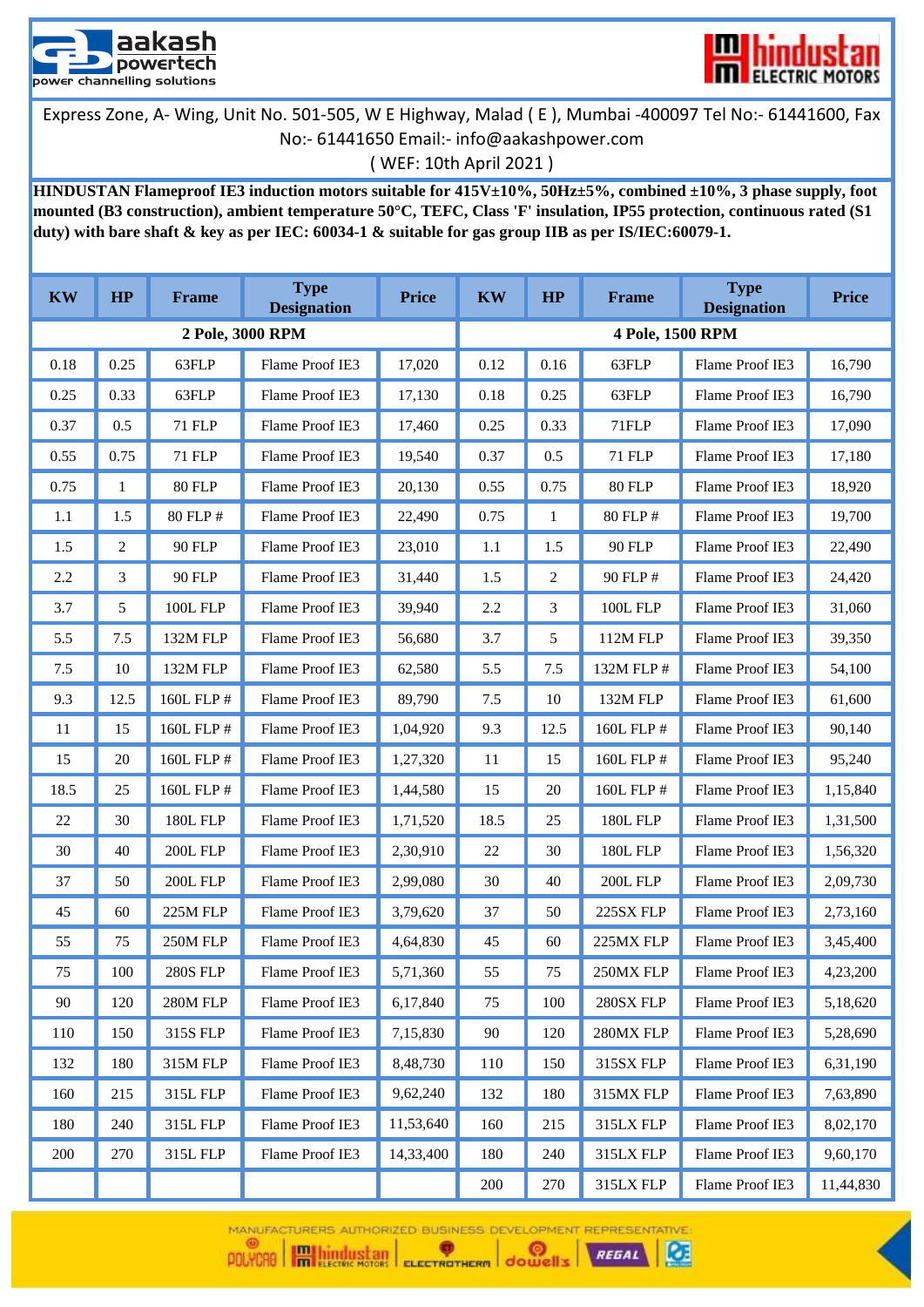aakash powertech
power channelling solutions

hindustan ELECTRIC MOTORS

Express Zone, A- Wing, Unit No. 501-505, W E Highway, Malad ( E ), Mumbai -400097 Tel No:- 61441600, Fax No:- 61441650 Email:- info@aakashpower.com

( WEF: 10th April 2021 )

**HINDUSTAN Flameproof IE3 induction motors suitable for 415V±10%, 50Hz±5%, combined ±10%, 3 phase supply, foot mounted (B3 construction), ambient temperature 50°C, TEFC, Class 'F' insulation, IP55 protection, continuous rated (S1 duty) with bare shaft & key as per IEC: 60034-1 & suitable for gas group IIB as per IS/IEC:60079-1.**

| KW | HP | Frame | Type Designation | Price | KW | HP | Frame | Type Designation | Price |
|---|---|---|---|---|---|---|---|---|---|
| **2 Pole, 3000 RPM** | | | | | **4 Pole, 1500 RPM** | | | | |
| 0.18 | 0.25 | 63FLP | Flame Proof IE3 | 17,020 | 0.12 | 0.16 | 63FLP | Flame Proof IE3 | 16,790 |
| 0.25 | 0.33 | 63FLP | Flame Proof IE3 | 17,130 | 0.18 | 0.25 | 63FLP | Flame Proof IE3 | 16,790 |
| 0.37 | 0.5 | 71 FLP | Flame Proof IE3 | 17,460 | 0.25 | 0.33 | 71FLP | Flame Proof IE3 | 17,090 |
| 0.55 | 0.75 | 71 FLP | Flame Proof IE3 | 19,540 | 0.37 | 0.5 | 71 FLP | Flame Proof IE3 | 17,180 |
| 0.75 | 1 | 80 FLP | Flame Proof IE3 | 20,130 | 0.55 | 0.75 | 80 FLP | Flame Proof IE3 | 18,920 |
| 1.1 | 1.5 | 80 FLP # | Flame Proof IE3 | 22,490 | 0.75 | 1 | 80 FLP # | Flame Proof IE3 | 19,700 |
| 1.5 | 2 | 90 FLP | Flame Proof IE3 | 23,010 | 1.1 | 1.5 | 90 FLP | Flame Proof IE3 | 22,490 |
| 2.2 | 3 | 90 FLP | Flame Proof IE3 | 31,440 | 1.5 | 2 | 90 FLP # | Flame Proof IE3 | 24,420 |
| 3.7 | 5 | 100L FLP | Flame Proof IE3 | 39,940 | 2.2 | 3 | 100L FLP | Flame Proof IE3 | 31,060 |
| 5.5 | 7.5 | 132M FLP | Flame Proof IE3 | 56,680 | 3.7 | 5 | 112M FLP | Flame Proof IE3 | 39,350 |
| 7.5 | 10 | 132M FLP | Flame Proof IE3 | 62,580 | 5.5 | 7.5 | 132M FLP # | Flame Proof IE3 | 54,100 |
| 9.3 | 12.5 | 160L FLP # | Flame Proof IE3 | 89,790 | 7.5 | 10 | 132M FLP | Flame Proof IE3 | 61,600 |
| 11 | 15 | 160L FLP # | Flame Proof IE3 | 1,04,920 | 9.3 | 12.5 | 160L FLP # | Flame Proof IE3 | 90,140 |
| 15 | 20 | 160L FLP # | Flame Proof IE3 | 1,27,320 | 11 | 15 | 160L FLP # | Flame Proof IE3 | 95,240 |
| 18.5 | 25 | 160L FLP # | Flame Proof IE3 | 1,44,580 | 15 | 20 | 160L FLP # | Flame Proof IE3 | 1,15,840 |
| 22 | 30 | 180L FLP | Flame Proof IE3 | 1,71,520 | 18.5 | 25 | 180L FLP | Flame Proof IE3 | 1,31,500 |
| 30 | 40 | 200L FLP | Flame Proof IE3 | 2,30,910 | 22 | 30 | 180L FLP | Flame Proof IE3 | 1,56,320 |
| 37 | 50 | 200L FLP | Flame Proof IE3 | 2,99,080 | 30 | 40 | 200L FLP | Flame Proof IE3 | 2,09,730 |
| 45 | 60 | 225M FLP | Flame Proof IE3 | 3,79,620 | 37 | 50 | 225SX FLP | Flame Proof IE3 | 2,73,160 |
| 55 | 75 | 250M FLP | Flame Proof IE3 | 4,64,830 | 45 | 60 | 225MX FLP | Flame Proof IE3 | 3,45,400 |
| 75 | 100 | 280S FLP | Flame Proof IE3 | 5,71,360 | 55 | 75 | 250MX FLP | Flame Proof IE3 | 4,23,200 |
| 90 | 120 | 280M FLP | Flame Proof IE3 | 6,17,840 | 75 | 100 | 280SX FLP | Flame Proof IE3 | 5,18,620 |
| 110 | 150 | 315S FLP | Flame Proof IE3 | 7,15,830 | 90 | 120 | 280MX FLP | Flame Proof IE3 | 5,28,690 |
| 132 | 180 | 315M FLP | Flame Proof IE3 | 8,48,730 | 110 | 150 | 315SX FLP | Flame Proof IE3 | 6,31,190 |
| 160 | 215 | 315L FLP | Flame Proof IE3 | 9,62,240 | 132 | 180 | 315MX FLP | Flame Proof IE3 | 7,63,890 |
| 180 | 240 | 315L FLP | Flame Proof IE3 | 11,53,640 | 160 | 215 | 315LX FLP | Flame Proof IE3 | 8,02,170 |
| 200 | 270 | 315L FLP | Flame Proof IE3 | 14,33,400 | 180 | 240 | 315LX FLP | Flame Proof IE3 | 9,60,170 |
| | | | | | 200 | 270 | 315LX FLP | Flame Proof IE3 | 11,44,830 |

MANUFACTURERS AUTHORIZED BUSINESS DEVELOPMENT REPRESENTATIVE: POLYCAB | hindustan ELECTRIC MOTORS | ELECTROTHERM | dowells | REGAL | CE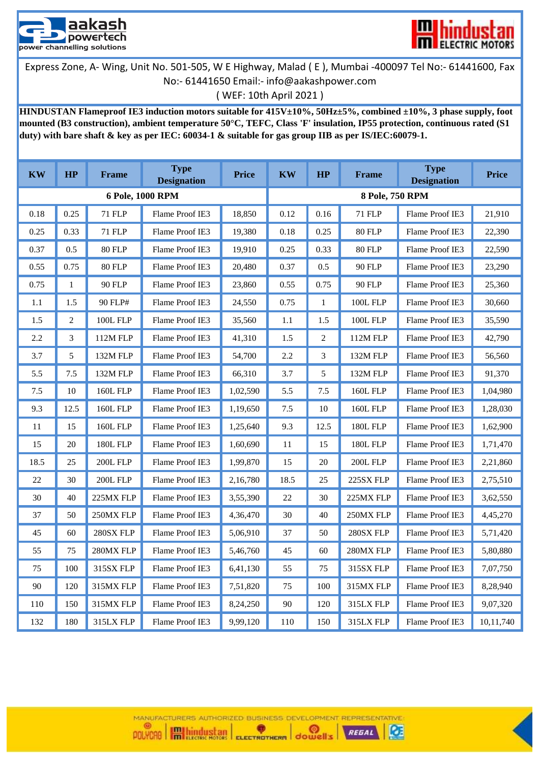aakash powertech
power channelling solutions

hindustan ELECTRIC MOTORS

Express Zone, A- Wing, Unit No. 501-505, W E Highway, Malad ( E ), Mumbai -400097 Tel No:- 61441600, Fax No:- 61441650 Email:- info@aakashpower.com

( WEF: 10th April 2021 )

**HINDUSTAN Flameproof IE3 induction motors suitable for 415V±10%, 50Hz±5%, combined ±10%, 3 phase supply, foot mounted (B3 construction), ambient temperature 50°C, TEFC, Class 'F' insulation, IP55 protection, continuous rated (S1 duty) with bare shaft & key as per IEC: 60034-1 & suitable for gas group IIB as per IS/IEC:60079-1.**

| KW | HP | Frame | Type Designation | Price | KW | HP | Frame | Type Designation | Price |
|---|---|---|---|---|---|---|---|---|---|
| 6 Pole, 1000 RPM | | | | | 8 Pole, 750 RPM | | | | |
| 0.18 | 0.25 | 71 FLP | Flame Proof IE3 | 18,850 | 0.12 | 0.16 | 71 FLP | Flame Proof IE3 | 21,910 |
| 0.25 | 0.33 | 71 FLP | Flame Proof IE3 | 19,380 | 0.18 | 0.25 | 80 FLP | Flame Proof IE3 | 22,390 |
| 0.37 | 0.5 | 80 FLP | Flame Proof IE3 | 19,910 | 0.25 | 0.33 | 80 FLP | Flame Proof IE3 | 22,590 |
| 0.55 | 0.75 | 80 FLP | Flame Proof IE3 | 20,480 | 0.37 | 0.5 | 90 FLP | Flame Proof IE3 | 23,290 |
| 0.75 | 1 | 90 FLP | Flame Proof IE3 | 23,860 | 0.55 | 0.75 | 90 FLP | Flame Proof IE3 | 25,360 |
| 1.1 | 1.5 | 90 FLP# | Flame Proof IE3 | 24,550 | 0.75 | 1 | 100L FLP | Flame Proof IE3 | 30,660 |
| 1.5 | 2 | 100L FLP | Flame Proof IE3 | 35,560 | 1.1 | 1.5 | 100L FLP | Flame Proof IE3 | 35,590 |
| 2.2 | 3 | 112M FLP | Flame Proof IE3 | 41,310 | 1.5 | 2 | 112M FLP | Flame Proof IE3 | 42,790 |
| 3.7 | 5 | 132M FLP | Flame Proof IE3 | 54,700 | 2.2 | 3 | 132M FLP | Flame Proof IE3 | 56,560 |
| 5.5 | 7.5 | 132M FLP | Flame Proof IE3 | 66,310 | 3.7 | 5 | 132M FLP | Flame Proof IE3 | 91,370 |
| 7.5 | 10 | 160L FLP | Flame Proof IE3 | 1,02,590 | 5.5 | 7.5 | 160L FLP | Flame Proof IE3 | 1,04,980 |
| 9.3 | 12.5 | 160L FLP | Flame Proof IE3 | 1,19,650 | 7.5 | 10 | 160L FLP | Flame Proof IE3 | 1,28,030 |
| 11 | 15 | 160L FLP | Flame Proof IE3 | 1,25,640 | 9.3 | 12.5 | 180L FLP | Flame Proof IE3 | 1,62,900 |
| 15 | 20 | 180L FLP | Flame Proof IE3 | 1,60,690 | 11 | 15 | 180L FLP | Flame Proof IE3 | 1,71,470 |
| 18.5 | 25 | 200L FLP | Flame Proof IE3 | 1,99,870 | 15 | 20 | 200L FLP | Flame Proof IE3 | 2,21,860 |
| 22 | 30 | 200L FLP | Flame Proof IE3 | 2,16,780 | 18.5 | 25 | 225SX FLP | Flame Proof IE3 | 2,75,510 |
| 30 | 40 | 225MX FLP | Flame Proof IE3 | 3,55,390 | 22 | 30 | 225MX FLP | Flame Proof IE3 | 3,62,550 |
| 37 | 50 | 250MX FLP | Flame Proof IE3 | 4,36,470 | 30 | 40 | 250MX FLP | Flame Proof IE3 | 4,45,270 |
| 45 | 60 | 280SX FLP | Flame Proof IE3 | 5,06,910 | 37 | 50 | 280SX FLP | Flame Proof IE3 | 5,71,420 |
| 55 | 75 | 280MX FLP | Flame Proof IE3 | 5,46,760 | 45 | 60 | 280MX FLP | Flame Proof IE3 | 5,80,880 |
| 75 | 100 | 315SX FLP | Flame Proof IE3 | 6,41,130 | 55 | 75 | 315SX FLP | Flame Proof IE3 | 7,07,750 |
| 90 | 120 | 315MX FLP | Flame Proof IE3 | 7,51,820 | 75 | 100 | 315MX FLP | Flame Proof IE3 | 8,28,940 |
| 110 | 150 | 315MX FLP | Flame Proof IE3 | 8,24,250 | 90 | 120 | 315LX FLP | Flame Proof IE3 | 9,07,320 |
| 132 | 180 | 315LX FLP | Flame Proof IE3 | 9,99,120 | 110 | 150 | 315LX FLP | Flame Proof IE3 | 10,11,740 |

MANUFACTURERS AUTHORIZED BUSINESS DEVELOPMENT REPRESENTATIVE: POLYCAB | hindustan ELECTRIC MOTORS | ELECTROTHERM | dowells | REGAL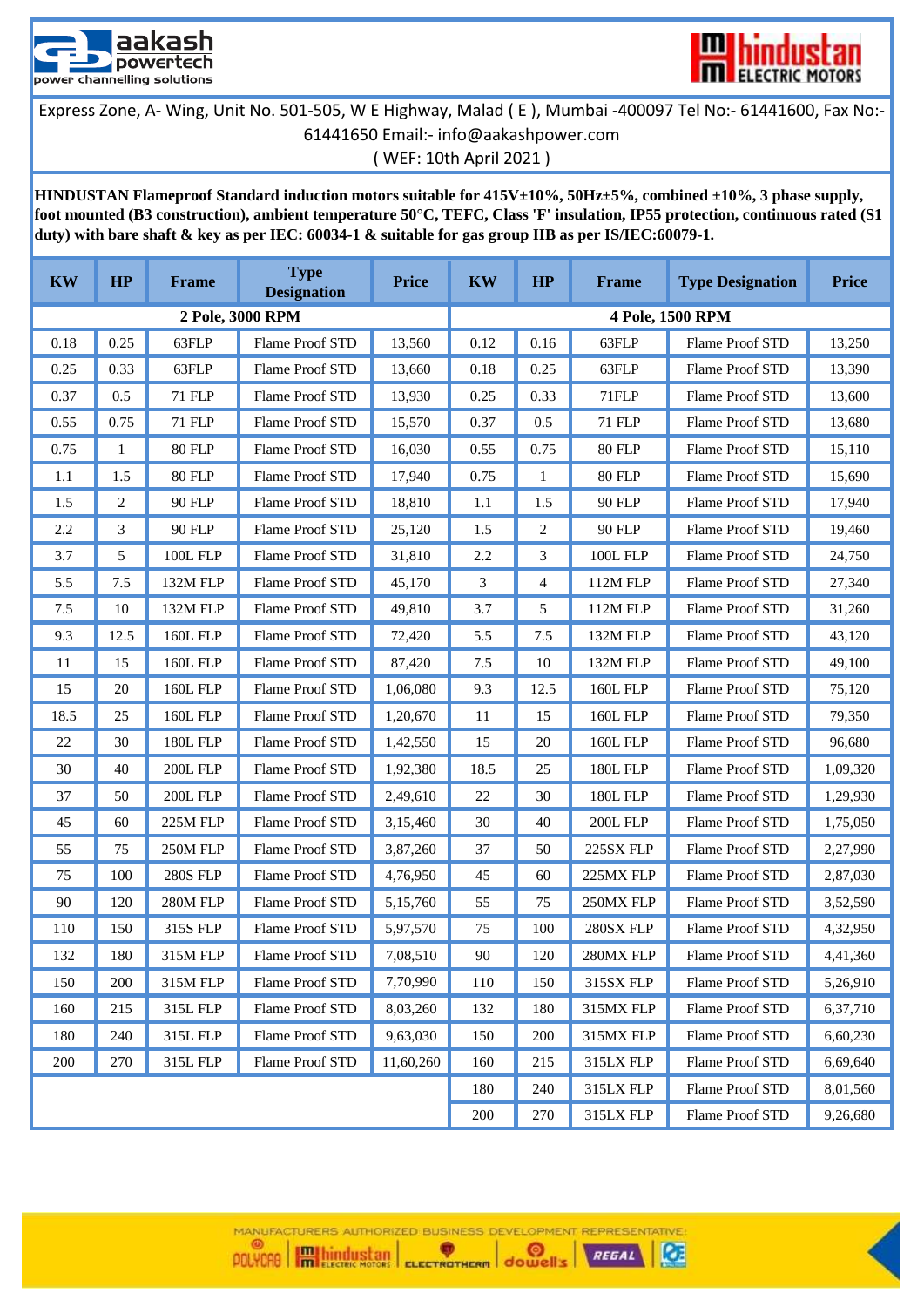aakash powertech
power channelling solutions

hindustan ELECTRIC MOTORS

Express Zone, A- Wing, Unit No. 501-505, W E Highway, Malad ( E ), Mumbai -400097 Tel No:- 61441600, Fax No:- 61441650 Email:- info@aakashpower.com

( WEF: 10th April 2021 )

**HINDUSTAN Flameproof Standard induction motors suitable for 415V±10%, 50Hz±5%, combined ±10%, 3 phase supply, foot mounted (B3 construction), ambient temperature 50°C, TEFC, Class 'F' insulation, IP55 protection, continuous rated (S1 duty) with bare shaft & key as per IEC: 60034-1 & suitable for gas group IIB as per IS/IEC:60079-1.**

| KW | HP | Frame | Type Designation | Price | KW | HP | Frame | Type Designation | Price |
|---|---|---|---|---|---|---|---|---|---|
| **2 Pole, 3000 RPM** | | | | | **4 Pole, 1500 RPM** | | | | |
| 0.18 | 0.25 | 63FLP | Flame Proof STD | 13,560 | 0.12 | 0.16 | 63FLP | Flame Proof STD | 13,250 |
| 0.25 | 0.33 | 63FLP | Flame Proof STD | 13,660 | 0.18 | 0.25 | 63FLP | Flame Proof STD | 13,390 |
| 0.37 | 0.5 | 71 FLP | Flame Proof STD | 13,930 | 0.25 | 0.33 | 71FLP | Flame Proof STD | 13,600 |
| 0.55 | 0.75 | 71 FLP | Flame Proof STD | 15,570 | 0.37 | 0.5 | 71 FLP | Flame Proof STD | 13,680 |
| 0.75 | 1 | 80 FLP | Flame Proof STD | 16,030 | 0.55 | 0.75 | 80 FLP | Flame Proof STD | 15,110 |
| 1.1 | 1.5 | 80 FLP | Flame Proof STD | 17,940 | 0.75 | 1 | 80 FLP | Flame Proof STD | 15,690 |
| 1.5 | 2 | 90 FLP | Flame Proof STD | 18,810 | 1.1 | 1.5 | 90 FLP | Flame Proof STD | 17,940 |
| 2.2 | 3 | 90 FLP | Flame Proof STD | 25,120 | 1.5 | 2 | 90 FLP | Flame Proof STD | 19,460 |
| 3.7 | 5 | 100L FLP | Flame Proof STD | 31,810 | 2.2 | 3 | 100L FLP | Flame Proof STD | 24,750 |
| 5.5 | 7.5 | 132M FLP | Flame Proof STD | 45,170 | 3 | 4 | 112M FLP | Flame Proof STD | 27,340 |
| 7.5 | 10 | 132M FLP | Flame Proof STD | 49,810 | 3.7 | 5 | 112M FLP | Flame Proof STD | 31,260 |
| 9.3 | 12.5 | 160L FLP | Flame Proof STD | 72,420 | 5.5 | 7.5 | 132M FLP | Flame Proof STD | 43,120 |
| 11 | 15 | 160L FLP | Flame Proof STD | 87,420 | 7.5 | 10 | 132M FLP | Flame Proof STD | 49,100 |
| 15 | 20 | 160L FLP | Flame Proof STD | 1,06,080 | 9.3 | 12.5 | 160L FLP | Flame Proof STD | 75,120 |
| 18.5 | 25 | 160L FLP | Flame Proof STD | 1,20,670 | 11 | 15 | 160L FLP | Flame Proof STD | 79,350 |
| 22 | 30 | 180L FLP | Flame Proof STD | 1,42,550 | 15 | 20 | 160L FLP | Flame Proof STD | 96,680 |
| 30 | 40 | 200L FLP | Flame Proof STD | 1,92,380 | 18.5 | 25 | 180L FLP | Flame Proof STD | 1,09,320 |
| 37 | 50 | 200L FLP | Flame Proof STD | 2,49,610 | 22 | 30 | 180L FLP | Flame Proof STD | 1,29,930 |
| 45 | 60 | 225M FLP | Flame Proof STD | 3,15,460 | 30 | 40 | 200L FLP | Flame Proof STD | 1,75,050 |
| 55 | 75 | 250M FLP | Flame Proof STD | 3,87,260 | 37 | 50 | 225SX FLP | Flame Proof STD | 2,27,990 |
| 75 | 100 | 280S FLP | Flame Proof STD | 4,76,950 | 45 | 60 | 225MX FLP | Flame Proof STD | 2,87,030 |
| 90 | 120 | 280M FLP | Flame Proof STD | 5,15,760 | 55 | 75 | 250MX FLP | Flame Proof STD | 3,52,590 |
| 110 | 150 | 315S FLP | Flame Proof STD | 5,97,570 | 75 | 100 | 280SX FLP | Flame Proof STD | 4,32,950 |
| 132 | 180 | 315M FLP | Flame Proof STD | 7,08,510 | 90 | 120 | 280MX FLP | Flame Proof STD | 4,41,360 |
| 150 | 200 | 315M FLP | Flame Proof STD | 7,70,990 | 110 | 150 | 315SX FLP | Flame Proof STD | 5,26,910 |
| 160 | 215 | 315L FLP | Flame Proof STD | 8,03,260 | 132 | 180 | 315MX FLP | Flame Proof STD | 6,37,710 |
| 180 | 240 | 315L FLP | Flame Proof STD | 9,63,030 | 150 | 200 | 315MX FLP | Flame Proof STD | 6,60,230 |
| 200 | 270 | 315L FLP | Flame Proof STD | 11,60,260 | 160 | 215 | 315LX FLP | Flame Proof STD | 6,69,640 |
| | | | | | 180 | 240 | 315LX FLP | Flame Proof STD | 8,01,560 |
| | | | | | 200 | 270 | 315LX FLP | Flame Proof STD | 9,26,680 |

MANUFACTURERS AUTHORIZED BUSINESS DEVELOPMENT REPRESENTATIVE:
POLYCAB | hindustan ELECTRIC MOTORS | ELECTROTHERM | dowell's | REGAL | CE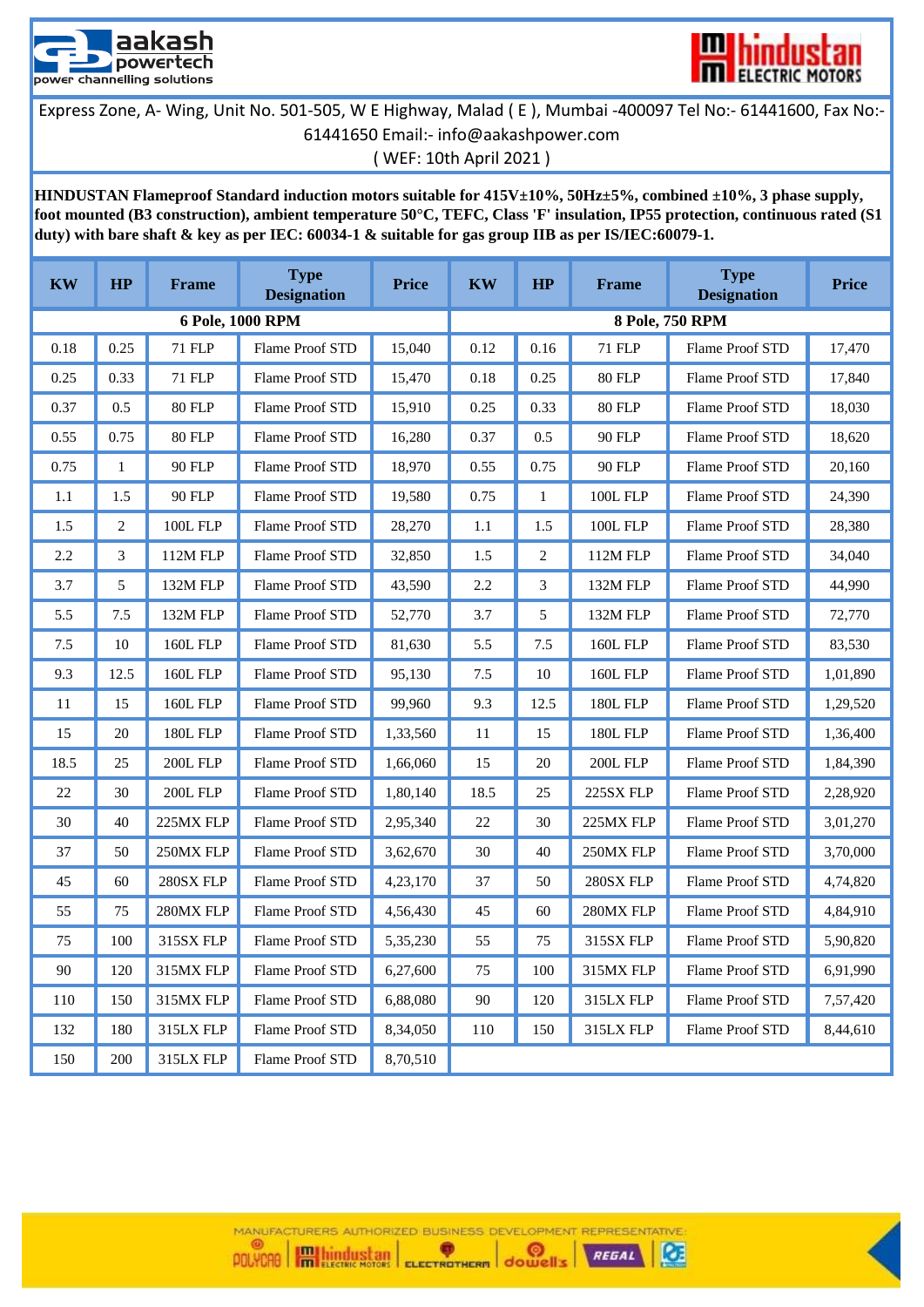aakash powertech — power channelling solutions

hindustan ELECTRIC MOTORS

Express Zone, A- Wing, Unit No. 501-505, W E Highway, Malad ( E ), Mumbai -400097 Tel No:- 61441600, Fax No:- 61441650 Email:- info@aakashpower.com

( WEF: 10th April 2021 )

**HINDUSTAN Flameproof Standard induction motors suitable for 415V±10%, 50Hz±5%, combined ±10%, 3 phase supply, foot mounted (B3 construction), ambient temperature 50°C, TEFC, Class 'F' insulation, IP55 protection, continuous rated (S1 duty) with bare shaft & key as per IEC: 60034-1 & suitable for gas group IIB as per IS/IEC:60079-1.**

| KW | HP | Frame | Type Designation | Price | KW | HP | Frame | Type Designation | Price |
|---|---|---|---|---|---|---|---|---|---|
| **6 Pole, 1000 RPM** | | | | | **8 Pole, 750 RPM** | | | | |
| 0.18 | 0.25 | 71 FLP | Flame Proof STD | 15,040 | 0.12 | 0.16 | 71 FLP | Flame Proof STD | 17,470 |
| 0.25 | 0.33 | 71 FLP | Flame Proof STD | 15,470 | 0.18 | 0.25 | 80 FLP | Flame Proof STD | 17,840 |
| 0.37 | 0.5 | 80 FLP | Flame Proof STD | 15,910 | 0.25 | 0.33 | 80 FLP | Flame Proof STD | 18,030 |
| 0.55 | 0.75 | 80 FLP | Flame Proof STD | 16,280 | 0.37 | 0.5 | 90 FLP | Flame Proof STD | 18,620 |
| 0.75 | 1 | 90 FLP | Flame Proof STD | 18,970 | 0.55 | 0.75 | 90 FLP | Flame Proof STD | 20,160 |
| 1.1 | 1.5 | 90 FLP | Flame Proof STD | 19,580 | 0.75 | 1 | 100L FLP | Flame Proof STD | 24,390 |
| 1.5 | 2 | 100L FLP | Flame Proof STD | 28,270 | 1.1 | 1.5 | 100L FLP | Flame Proof STD | 28,380 |
| 2.2 | 3 | 112M FLP | Flame Proof STD | 32,850 | 1.5 | 2 | 112M FLP | Flame Proof STD | 34,040 |
| 3.7 | 5 | 132M FLP | Flame Proof STD | 43,590 | 2.2 | 3 | 132M FLP | Flame Proof STD | 44,990 |
| 5.5 | 7.5 | 132M FLP | Flame Proof STD | 52,770 | 3.7 | 5 | 132M FLP | Flame Proof STD | 72,770 |
| 7.5 | 10 | 160L FLP | Flame Proof STD | 81,630 | 5.5 | 7.5 | 160L FLP | Flame Proof STD | 83,530 |
| 9.3 | 12.5 | 160L FLP | Flame Proof STD | 95,130 | 7.5 | 10 | 160L FLP | Flame Proof STD | 1,01,890 |
| 11 | 15 | 160L FLP | Flame Proof STD | 99,960 | 9.3 | 12.5 | 180L FLP | Flame Proof STD | 1,29,520 |
| 15 | 20 | 180L FLP | Flame Proof STD | 1,33,560 | 11 | 15 | 180L FLP | Flame Proof STD | 1,36,400 |
| 18.5 | 25 | 200L FLP | Flame Proof STD | 1,66,060 | 15 | 20 | 200L FLP | Flame Proof STD | 1,84,390 |
| 22 | 30 | 200L FLP | Flame Proof STD | 1,80,140 | 18.5 | 25 | 225SX FLP | Flame Proof STD | 2,28,920 |
| 30 | 40 | 225MX FLP | Flame Proof STD | 2,95,340 | 22 | 30 | 225MX FLP | Flame Proof STD | 3,01,270 |
| 37 | 50 | 250MX FLP | Flame Proof STD | 3,62,670 | 30 | 40 | 250MX FLP | Flame Proof STD | 3,70,000 |
| 45 | 60 | 280SX FLP | Flame Proof STD | 4,23,170 | 37 | 50 | 280SX FLP | Flame Proof STD | 4,74,820 |
| 55 | 75 | 280MX FLP | Flame Proof STD | 4,56,430 | 45 | 60 | 280MX FLP | Flame Proof STD | 4,84,910 |
| 75 | 100 | 315SX FLP | Flame Proof STD | 5,35,230 | 55 | 75 | 315SX FLP | Flame Proof STD | 5,90,820 |
| 90 | 120 | 315MX FLP | Flame Proof STD | 6,27,600 | 75 | 100 | 315MX FLP | Flame Proof STD | 6,91,990 |
| 110 | 150 | 315MX FLP | Flame Proof STD | 6,88,080 | 90 | 120 | 315LX FLP | Flame Proof STD | 7,57,420 |
| 132 | 180 | 315LX FLP | Flame Proof STD | 8,34,050 | 110 | 150 | 315LX FLP | Flame Proof STD | 8,44,610 |
| 150 | 200 | 315LX FLP | Flame Proof STD | 8,70,510 | | | | | |

MANUFACTURERS AUTHORIZED BUSINESS DEVELOPMENT REPRESENTATIVE: POLYCAB | hindustan ELECTRIC MOTORS | ELECTROTHERM | dowells | REGAL | CE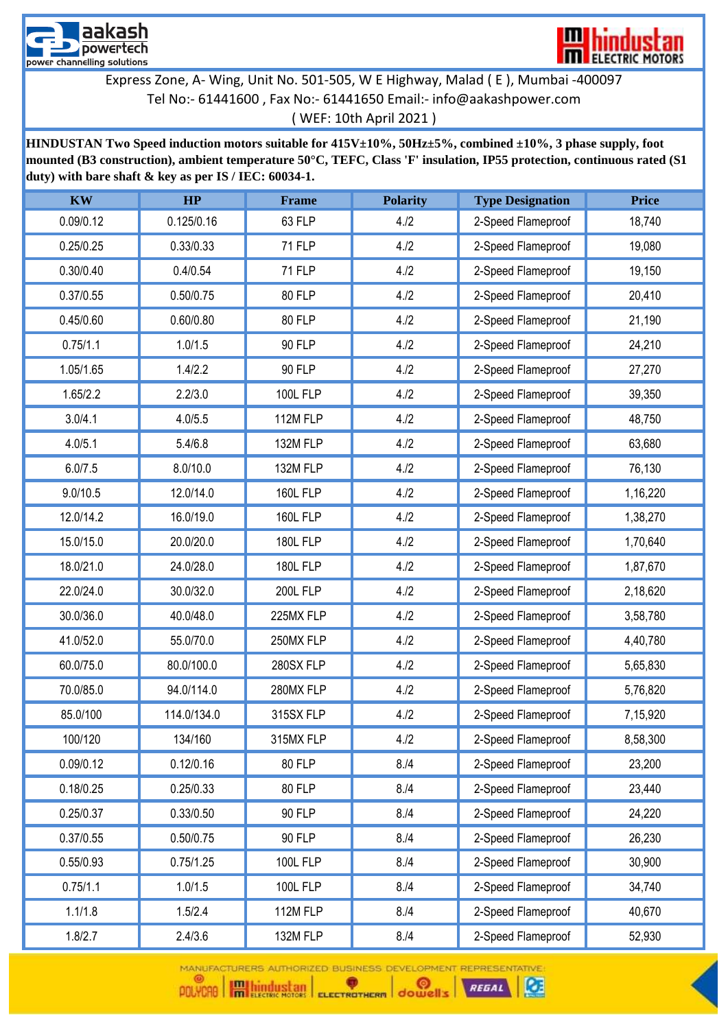Express Zone, A- Wing, Unit No. 501-505, W E Highway, Malad ( E ), Mumbai -400097
Tel No:- 61441600 , Fax No:- 61441650 Email:- info@aakashpower.com
( WEF: 10th April 2021 )

**HINDUSTAN Two Speed induction motors suitable for 415V±10%, 50Hz±5%, combined ±10%, 3 phase supply, foot mounted (B3 construction), ambient temperature 50°C, TEFC, Class 'F' insulation, IP55 protection, continuous rated (S1 duty) with bare shaft & key as per IS / IEC: 60034-1.**

| KW | HP | Frame | Polarity | Type Designation | Price |
|---|---|---|---|---|---|
| 0.09/0.12 | 0.125/0.16 | 63 FLP | 4./2 | 2-Speed Flameproof | 18,740 |
| 0.25/0.25 | 0.33/0.33 | 71 FLP | 4./2 | 2-Speed Flameproof | 19,080 |
| 0.30/0.40 | 0.4/0.54 | 71 FLP | 4./2 | 2-Speed Flameproof | 19,150 |
| 0.37/0.55 | 0.50/0.75 | 80 FLP | 4./2 | 2-Speed Flameproof | 20,410 |
| 0.45/0.60 | 0.60/0.80 | 80 FLP | 4./2 | 2-Speed Flameproof | 21,190 |
| 0.75/1.1 | 1.0/1.5 | 90 FLP | 4./2 | 2-Speed Flameproof | 24,210 |
| 1.05/1.65 | 1.4/2.2 | 90 FLP | 4./2 | 2-Speed Flameproof | 27,270 |
| 1.65/2.2 | 2.2/3.0 | 100L FLP | 4./2 | 2-Speed Flameproof | 39,350 |
| 3.0/4.1 | 4.0/5.5 | 112M FLP | 4./2 | 2-Speed Flameproof | 48,750 |
| 4.0/5.1 | 5.4/6.8 | 132M FLP | 4./2 | 2-Speed Flameproof | 63,680 |
| 6.0/7.5 | 8.0/10.0 | 132M FLP | 4./2 | 2-Speed Flameproof | 76,130 |
| 9.0/10.5 | 12.0/14.0 | 160L FLP | 4./2 | 2-Speed Flameproof | 1,16,220 |
| 12.0/14.2 | 16.0/19.0 | 160L FLP | 4./2 | 2-Speed Flameproof | 1,38,270 |
| 15.0/15.0 | 20.0/20.0 | 180L FLP | 4./2 | 2-Speed Flameproof | 1,70,640 |
| 18.0/21.0 | 24.0/28.0 | 180L FLP | 4./2 | 2-Speed Flameproof | 1,87,670 |
| 22.0/24.0 | 30.0/32.0 | 200L FLP | 4./2 | 2-Speed Flameproof | 2,18,620 |
| 30.0/36.0 | 40.0/48.0 | 225MX FLP | 4./2 | 2-Speed Flameproof | 3,58,780 |
| 41.0/52.0 | 55.0/70.0 | 250MX FLP | 4./2 | 2-Speed Flameproof | 4,40,780 |
| 60.0/75.0 | 80.0/100.0 | 280SX FLP | 4./2 | 2-Speed Flameproof | 5,65,830 |
| 70.0/85.0 | 94.0/114.0 | 280MX FLP | 4./2 | 2-Speed Flameproof | 5,76,820 |
| 85.0/100 | 114.0/134.0 | 315SX FLP | 4./2 | 2-Speed Flameproof | 7,15,920 |
| 100/120 | 134/160 | 315MX FLP | 4./2 | 2-Speed Flameproof | 8,58,300 |
| 0.09/0.12 | 0.12/0.16 | 80 FLP | 8./4 | 2-Speed Flameproof | 23,200 |
| 0.18/0.25 | 0.25/0.33 | 80 FLP | 8./4 | 2-Speed Flameproof | 23,440 |
| 0.25/0.37 | 0.33/0.50 | 90 FLP | 8./4 | 2-Speed Flameproof | 24,220 |
| 0.37/0.55 | 0.50/0.75 | 90 FLP | 8./4 | 2-Speed Flameproof | 26,230 |
| 0.55/0.93 | 0.75/1.25 | 100L FLP | 8./4 | 2-Speed Flameproof | 30,900 |
| 0.75/1.1 | 1.0/1.5 | 100L FLP | 8./4 | 2-Speed Flameproof | 34,740 |
| 1.1/1.8 | 1.5/2.4 | 112M FLP | 8./4 | 2-Speed Flameproof | 40,670 |
| 1.8/2.7 | 2.4/3.6 | 132M FLP | 8./4 | 2-Speed Flameproof | 52,930 |

MANUFACTURERS AUTHORIZED BUSINESS DEVELOPMENT REPRESENTATIVE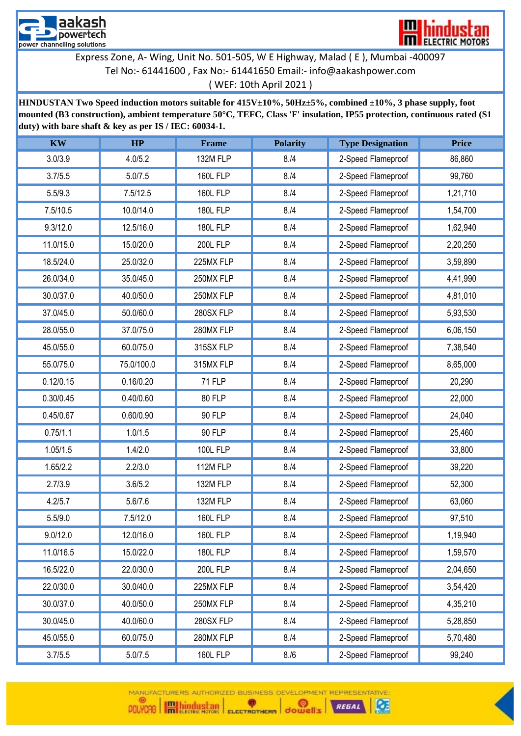aakash powertech
power channelling solutions

hindustan ELECTRIC MOTORS

Express Zone, A- Wing, Unit No. 501-505, W E Highway, Malad ( E ), Mumbai -400097
Tel No:- 61441600 , Fax No:- 61441650 Email:- info@aakashpower.com
( WEF: 10th April 2021 )

**HINDUSTAN Two Speed induction motors suitable for 415V±10%, 50Hz±5%, combined ±10%, 3 phase supply, foot mounted (B3 construction), ambient temperature 50°C, TEFC, Class 'F' insulation, IP55 protection, continuous rated (S1 duty) with bare shaft & key as per IS / IEC: 60034-1.**

| KW | HP | Frame | Polarity | Type Designation | Price |
|---|---|---|---|---|---|
| 3.0/3.9 | 4.0/5.2 | 132M FLP | 8./4 | 2-Speed Flameproof | 86,860 |
| 3.7/5.5 | 5.0/7.5 | 160L FLP | 8./4 | 2-Speed Flameproof | 99,760 |
| 5.5/9.3 | 7.5/12.5 | 160L FLP | 8./4 | 2-Speed Flameproof | 1,21,710 |
| 7.5/10.5 | 10.0/14.0 | 180L FLP | 8./4 | 2-Speed Flameproof | 1,54,700 |
| 9.3/12.0 | 12.5/16.0 | 180L FLP | 8./4 | 2-Speed Flameproof | 1,62,940 |
| 11.0/15.0 | 15.0/20.0 | 200L FLP | 8./4 | 2-Speed Flameproof | 2,20,250 |
| 18.5/24.0 | 25.0/32.0 | 225MX FLP | 8./4 | 2-Speed Flameproof | 3,59,890 |
| 26.0/34.0 | 35.0/45.0 | 250MX FLP | 8./4 | 2-Speed Flameproof | 4,41,990 |
| 30.0/37.0 | 40.0/50.0 | 250MX FLP | 8./4 | 2-Speed Flameproof | 4,81,010 |
| 37.0/45.0 | 50.0/60.0 | 280SX FLP | 8./4 | 2-Speed Flameproof | 5,93,530 |
| 28.0/55.0 | 37.0/75.0 | 280MX FLP | 8./4 | 2-Speed Flameproof | 6,06,150 |
| 45.0/55.0 | 60.0/75.0 | 315SX FLP | 8./4 | 2-Speed Flameproof | 7,38,540 |
| 55.0/75.0 | 75.0/100.0 | 315MX FLP | 8./4 | 2-Speed Flameproof | 8,65,000 |
| 0.12/0.15 | 0.16/0.20 | 71 FLP | 8./4 | 2-Speed Flameproof | 20,290 |
| 0.30/0.45 | 0.40/0.60 | 80 FLP | 8./4 | 2-Speed Flameproof | 22,000 |
| 0.45/0.67 | 0.60/0.90 | 90 FLP | 8./4 | 2-Speed Flameproof | 24,040 |
| 0.75/1.1 | 1.0/1.5 | 90 FLP | 8./4 | 2-Speed Flameproof | 25,460 |
| 1.05/1.5 | 1.4/2.0 | 100L FLP | 8./4 | 2-Speed Flameproof | 33,800 |
| 1.65/2.2 | 2.2/3.0 | 112M FLP | 8./4 | 2-Speed Flameproof | 39,220 |
| 2.7/3.9 | 3.6/5.2 | 132M FLP | 8./4 | 2-Speed Flameproof | 52,300 |
| 4.2/5.7 | 5.6/7.6 | 132M FLP | 8./4 | 2-Speed Flameproof | 63,060 |
| 5.5/9.0 | 7.5/12.0 | 160L FLP | 8./4 | 2-Speed Flameproof | 97,510 |
| 9.0/12.0 | 12.0/16.0 | 160L FLP | 8./4 | 2-Speed Flameproof | 1,19,940 |
| 11.0/16.5 | 15.0/22.0 | 180L FLP | 8./4 | 2-Speed Flameproof | 1,59,570 |
| 16.5/22.0 | 22.0/30.0 | 200L FLP | 8./4 | 2-Speed Flameproof | 2,04,650 |
| 22.0/30.0 | 30.0/40.0 | 225MX FLP | 8./4 | 2-Speed Flameproof | 3,54,420 |
| 30.0/37.0 | 40.0/50.0 | 250MX FLP | 8./4 | 2-Speed Flameproof | 4,35,210 |
| 30.0/45.0 | 40.0/60.0 | 280SX FLP | 8./4 | 2-Speed Flameproof | 5,28,850 |
| 45.0/55.0 | 60.0/75.0 | 280MX FLP | 8./4 | 2-Speed Flameproof | 5,70,480 |
| 3.7/5.5 | 5.0/7.5 | 160L FLP | 8./6 | 2-Speed Flameproof | 99,240 |

MANUFACTURERS AUTHORIZED BUSINESS DEVELOPMENT REPRESENTATIVE: POLYCAB | hindustan ELECTRIC MOTORS | ELECTROTHERM | dowells | REGAL | CE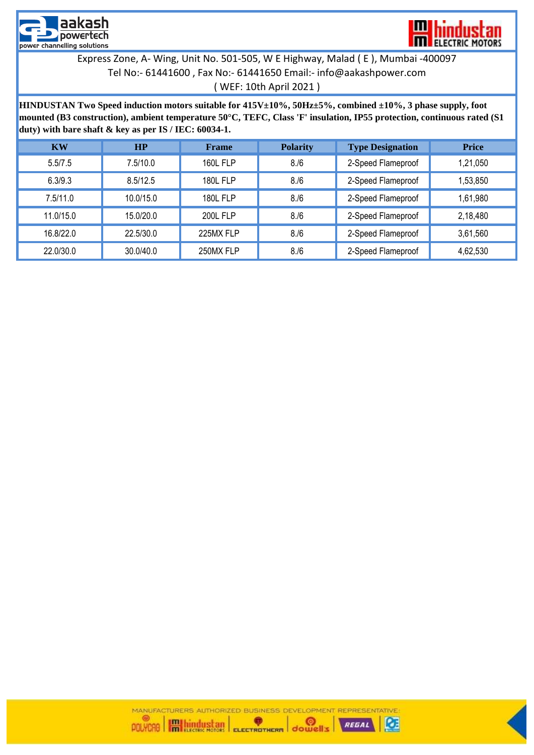Express Zone, A- Wing, Unit No. 501-505, W E Highway, Malad ( E ), Mumbai -400097
Tel No:- 61441600 , Fax No:- 61441650 Email:- info@aakashpower.com
( WEF: 10th April 2021 )

**HINDUSTAN Two Speed induction motors suitable for 415V±10%, 50Hz±5%, combined ±10%, 3 phase supply, foot mounted (B3 construction), ambient temperature 50°C, TEFC, Class 'F' insulation, IP55 protection, continuous rated (S1 duty) with bare shaft & key as per IS / IEC: 60034-1.**

| KW | HP | Frame | Polarity | Type Designation | Price |
|---|---|---|---|---|---|
| 5.5/7.5 | 7.5/10.0 | 160L FLP | 8./6 | 2-Speed Flameproof | 1,21,050 |
| 6.3/9.3 | 8.5/12.5 | 180L FLP | 8./6 | 2-Speed Flameproof | 1,53,850 |
| 7.5/11.0 | 10.0/15.0 | 180L FLP | 8./6 | 2-Speed Flameproof | 1,61,980 |
| 11.0/15.0 | 15.0/20.0 | 200L FLP | 8./6 | 2-Speed Flameproof | 2,18,480 |
| 16.8/22.0 | 22.5/30.0 | 225MX FLP | 8./6 | 2-Speed Flameproof | 3,61,560 |
| 22.0/30.0 | 30.0/40.0 | 250MX FLP | 8./6 | 2-Speed Flameproof | 4,62,530 |

MANUFACTURERS AUTHORIZED BUSINESS DEVELOPMENT REPRESENTATIVE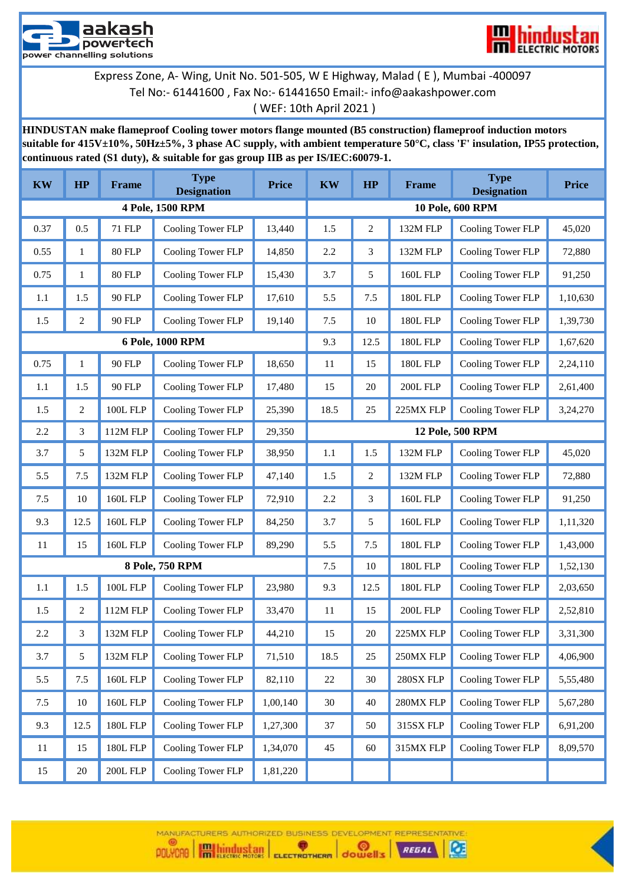aakash powertech
power channelling solutions

hindustan ELECTRIC MOTORS

Express Zone, A- Wing, Unit No. 501-505, W E Highway, Malad ( E ), Mumbai -400097
Tel No:- 61441600 , Fax No:- 61441650 Email:- info@aakashpower.com
( WEF: 10th April 2021 )

**HINDUSTAN make flameproof Cooling tower motors flange mounted (B5 construction) flameproof induction motors suitable for 415V±10%, 50Hz±5%, 3 phase AC supply, with ambient temperature 50°C, class 'F' insulation, IP55 protection, continuous rated (S1 duty), & suitable for gas group IIB as per IS/IEC:60079-1.**

| KW | HP | Frame | Type Designation | Price | KW | HP | Frame | Type Designation | Price |
|---|---|---|---|---|---|---|---|---|---|
| **4 Pole, 1500 RPM** | | | | | **10 Pole, 600 RPM** | | | | |
| 0.37 | 0.5 | 71 FLP | Cooling Tower FLP | 13,440 | 1.5 | 2 | 132M FLP | Cooling Tower FLP | 45,020 |
| 0.55 | 1 | 80 FLP | Cooling Tower FLP | 14,850 | 2.2 | 3 | 132M FLP | Cooling Tower FLP | 72,880 |
| 0.75 | 1 | 80 FLP | Cooling Tower FLP | 15,430 | 3.7 | 5 | 160L FLP | Cooling Tower FLP | 91,250 |
| 1.1 | 1.5 | 90 FLP | Cooling Tower FLP | 17,610 | 5.5 | 7.5 | 180L FLP | Cooling Tower FLP | 1,10,630 |
| 1.5 | 2 | 90 FLP | Cooling Tower FLP | 19,140 | 7.5 | 10 | 180L FLP | Cooling Tower FLP | 1,39,730 |
| **6 Pole, 1000 RPM** | | | | | 9.3 | 12.5 | 180L FLP | Cooling Tower FLP | 1,67,620 |
| 0.75 | 1 | 90 FLP | Cooling Tower FLP | 18,650 | 11 | 15 | 180L FLP | Cooling Tower FLP | 2,24,110 |
| 1.1 | 1.5 | 90 FLP | Cooling Tower FLP | 17,480 | 15 | 20 | 200L FLP | Cooling Tower FLP | 2,61,400 |
| 1.5 | 2 | 100L FLP | Cooling Tower FLP | 25,390 | 18.5 | 25 | 225MX FLP | Cooling Tower FLP | 3,24,270 |
| 2.2 | 3 | 112M FLP | Cooling Tower FLP | 29,350 | **12 Pole, 500 RPM** | | | | |
| 3.7 | 5 | 132M FLP | Cooling Tower FLP | 38,950 | 1.1 | 1.5 | 132M FLP | Cooling Tower FLP | 45,020 |
| 5.5 | 7.5 | 132M FLP | Cooling Tower FLP | 47,140 | 1.5 | 2 | 132M FLP | Cooling Tower FLP | 72,880 |
| 7.5 | 10 | 160L FLP | Cooling Tower FLP | 72,910 | 2.2 | 3 | 160L FLP | Cooling Tower FLP | 91,250 |
| 9.3 | 12.5 | 160L FLP | Cooling Tower FLP | 84,250 | 3.7 | 5 | 160L FLP | Cooling Tower FLP | 1,11,320 |
| 11 | 15 | 160L FLP | Cooling Tower FLP | 89,290 | 5.5 | 7.5 | 180L FLP | Cooling Tower FLP | 1,43,000 |
| **8 Pole, 750 RPM** | | | | | 7.5 | 10 | 180L FLP | Cooling Tower FLP | 1,52,130 |
| 1.1 | 1.5 | 100L FLP | Cooling Tower FLP | 23,980 | 9.3 | 12.5 | 180L FLP | Cooling Tower FLP | 2,03,650 |
| 1.5 | 2 | 112M FLP | Cooling Tower FLP | 33,470 | 11 | 15 | 200L FLP | Cooling Tower FLP | 2,52,810 |
| 2.2 | 3 | 132M FLP | Cooling Tower FLP | 44,210 | 15 | 20 | 225MX FLP | Cooling Tower FLP | 3,31,300 |
| 3.7 | 5 | 132M FLP | Cooling Tower FLP | 71,510 | 18.5 | 25 | 250MX FLP | Cooling Tower FLP | 4,06,900 |
| 5.5 | 7.5 | 160L FLP | Cooling Tower FLP | 82,110 | 22 | 30 | 280SX FLP | Cooling Tower FLP | 5,55,480 |
| 7.5 | 10 | 160L FLP | Cooling Tower FLP | 1,00,140 | 30 | 40 | 280MX FLP | Cooling Tower FLP | 5,67,280 |
| 9.3 | 12.5 | 180L FLP | Cooling Tower FLP | 1,27,300 | 37 | 50 | 315SX FLP | Cooling Tower FLP | 6,91,200 |
| 11 | 15 | 180L FLP | Cooling Tower FLP | 1,34,070 | 45 | 60 | 315MX FLP | Cooling Tower FLP | 8,09,570 |
| 15 | 20 | 200L FLP | Cooling Tower FLP | 1,81,220 | | | | | |

MANUFACTURERS AUTHORIZED BUSINESS DEVELOPMENT REPRESENTATIVE:
POLYCAB | hindustan ELECTRIC MOTORS | ELECTROTHERM | dowells | REGAL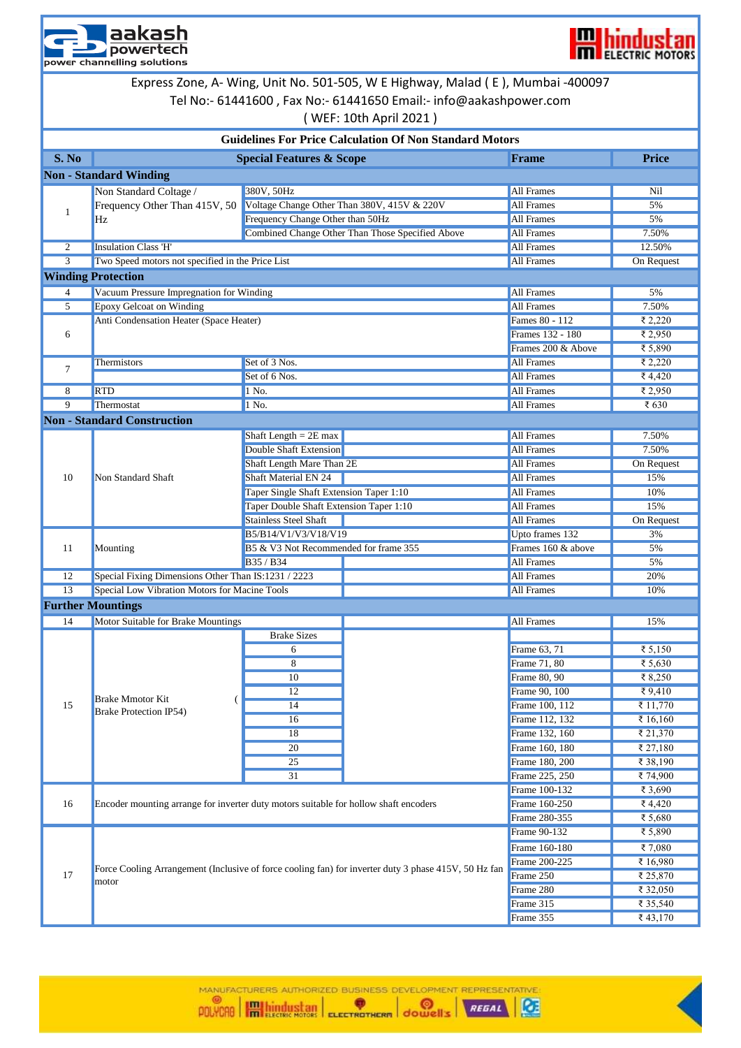aakash powertech
power channelling solutions

hindustan ELECTRIC MOTORS

Express Zone, A- Wing, Unit No. 501-505, W E Highway, Malad ( E ), Mumbai -400097
Tel No:- 61441600 , Fax No:- 61441650 Email:- info@aakashpower.com
( WEF: 10th April 2021 )

## Guidelines For Price Calculation Of Non Standard Motors

| S. No | Special Features & Scope | | | Frame | Price |
|---|---|---|---|---|---|
| **Non - Standard Winding** | | | | | |
| 1 | Non Standard Coltage / Frequency Other Than 415V, 50 Hz | 380V, 50Hz | | All Frames | Nil |
| | | Voltage Change Other Than 380V, 415V & 220V | | All Frames | 5% |
| | | Frequency Change Other than 50Hz | | All Frames | 5% |
| | | Combined Change Other Than Those Specified Above | | All Frames | 7.50% |
| 2 | Insulation Class 'H' | | | All Frames | 12.50% |
| 3 | Two Speed motors not specified in the Price List | | | All Frames | On Request |
| **Winding Protection** | | | | | |
| 4 | Vacuum Pressure Impregnation for Winding | | | All Frames | 5% |
| 5 | Epoxy Gelcoat on Winding | | | All Frames | 7.50% |
| 6 | Anti Condensation Heater (Space Heater) | | | Fames 80 - 112 | ₹ 2,220 |
| | | | | Frames 132 - 180 | ₹ 2,950 |
| | | | | Frames 200 & Above | ₹ 5,890 |
| 7 | Thermistors | Set of 3 Nos. | | All Frames | ₹ 2,220 |
| | | Set of 6 Nos. | | All Frames | ₹ 4,420 |
| 8 | RTD | 1 No. | | All Frames | ₹ 2,950 |
| 9 | Thermostat | 1 No. | | All Frames | ₹ 630 |
| **Non - Standard Construction** | | | | | |
| 10 | Non Standard Shaft | Shaft Length = 2E max | | All Frames | 7.50% |
| | | Double Shaft Extension | | All Frames | 7.50% |
| | | Shaft Length Mare Than 2E | | All Frames | On Request |
| | | Shaft Material EN 24 | | All Frames | 15% |
| | | Taper Single Shaft Extension Taper 1:10 | | All Frames | 10% |
| | | Taper Double Shaft Extension Taper 1:10 | | All Frames | 15% |
| | | Stainless Steel Shaft | | All Frames | On Request |
| 11 | Mounting | B5/B14/V1/V3/V18/V19 | | Upto frames 132 | 3% |
| | | B5 & V3 Not Recommended for frame 355 | | Frames 160 & above | 5% |
| | | B35 / B34 | | All Frames | 5% |
| 12 | Special Fixing Dimensions Other Than IS:1231 / 2223 | | | All Frames | 20% |
| 13 | Special Low Vibration Motors for Macine Tools | | | All Frames | 10% |
| **Further Mountings** | | | | | |
| 14 | Motor Suitable for Brake Mountings | | | All Frames | 15% |
| 15 | Brake Mmotor Kit ( Brake Protection IP54) | Brake Sizes | | | |
| | | 6 | | Frame 63, 71 | ₹ 5,150 |
| | | 8 | | Frame 71, 80 | ₹ 5,630 |
| | | 10 | | Frame 80, 90 | ₹ 8,250 |
| | | 12 | | Frame 90, 100 | ₹ 9,410 |
| | | 14 | | Frame 100, 112 | ₹ 11,770 |
| | | 16 | | Frame 112, 132 | ₹ 16,160 |
| | | 18 | | Frame 132, 160 | ₹ 21,370 |
| | | 20 | | Frame 160, 180 | ₹ 27,180 |
| | | 25 | | Frame 180, 200 | ₹ 38,190 |
| | | 31 | | Frame 225, 250 | ₹ 74,900 |
| 16 | Encoder mounting arrange for inverter duty motors suitable for hollow shaft encoders | | | Frame 100-132 | ₹ 3,690 |
| | | | | Frame 160-250 | ₹ 4,420 |
| | | | | Frame 280-355 | ₹ 5,680 |
| 17 | Force Cooling Arrangement (Inclusive of force cooling fan) for inverter duty 3 phase 415V, 50 Hz fan motor | | | Frame 90-132 | ₹ 5,890 |
| | | | | Frame 160-180 | ₹ 7,080 |
| | | | | Frame 200-225 | ₹ 16,980 |
| | | | | Frame 250 | ₹ 25,870 |
| | | | | Frame 280 | ₹ 32,050 |
| | | | | Frame 315 | ₹ 35,540 |
| | | | | Frame 355 | ₹ 43,170 |

MANUFACTURERS AUTHORIZED BUSINESS DEVELOPMENT REPRESENTATIVE:
POLYCAB | hindustan ELECTRIC MOTORS | ELECTROTHERM | dowells | REGAL | CE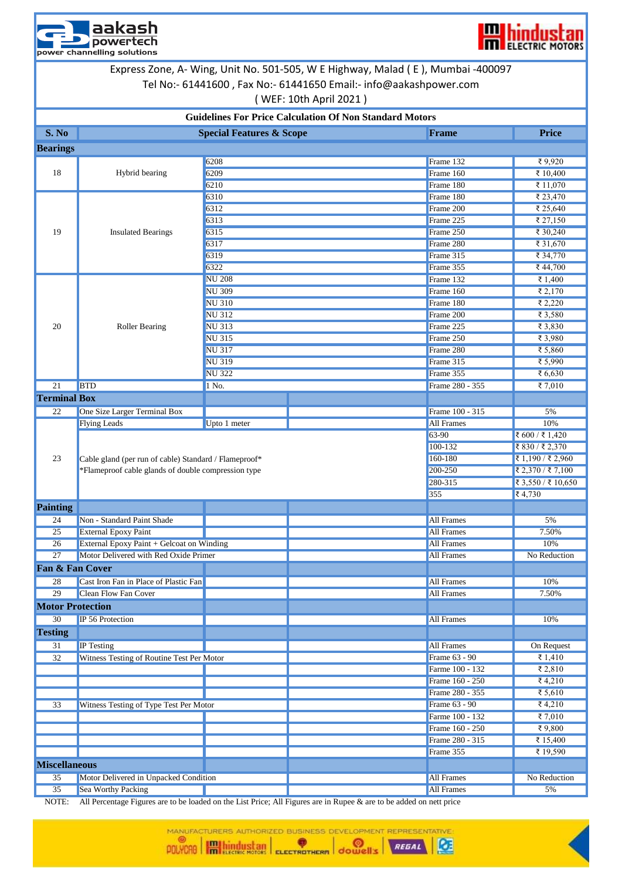aakash powertech
power channelling solutions

hindustan ELECTRIC MOTORS

Express Zone, A- Wing, Unit No. 501-505, W E Highway, Malad ( E ), Mumbai -400097
Tel No:- 61441600 , Fax No:- 61441650 Email:- info@aakashpower.com
( WEF: 10th April 2021 )

## Guidelines For Price Calculation Of Non Standard Motors

| S. No | Special Features & Scope | | | Frame | Price |
|---|---|---|---|---|---|
| **Bearings** | | | | | |
| 18 | Hybrid bearing | 6208 | | Frame 132 | ₹ 9,920 |
| | | 6209 | | Frame 160 | ₹ 10,400 |
| | | 6210 | | Frame 180 | ₹ 11,070 |
| 19 | Insulated Bearings | 6310 | | Frame 180 | ₹ 23,470 |
| | | 6312 | | Frame 200 | ₹ 25,640 |
| | | 6313 | | Frame 225 | ₹ 27,150 |
| | | 6315 | | Frame 250 | ₹ 30,240 |
| | | 6317 | | Frame 280 | ₹ 31,670 |
| | | 6319 | | Frame 315 | ₹ 34,770 |
| | | 6322 | | Frame 355 | ₹ 44,700 |
| 20 | Roller Bearing | NU 208 | | Frame 132 | ₹ 1,400 |
| | | NU 309 | | Frame 160 | ₹ 2,170 |
| | | NU 310 | | Frame 180 | ₹ 2,220 |
| | | NU 312 | | Frame 200 | ₹ 3,580 |
| | | NU 313 | | Frame 225 | ₹ 3,830 |
| | | NU 315 | | Frame 250 | ₹ 3,980 |
| | | NU 317 | | Frame 280 | ₹ 5,860 |
| | | NU 319 | | Frame 315 | ₹ 5,990 |
| | | NU 322 | | Frame 355 | ₹ 6,630 |
| 21 | BTD | 1 No. | | Frame 280 - 355 | ₹ 7,010 |
| **Terminal Box** | | | | | |
| 22 | One Size Larger Terminal Box | | | Frame 100 - 315 | 5% |
| | Flying Leads | Upto 1 meter | | All Frames | 10% |
| 23 | Cable gland (per run of cable) Standard / Flameproof* *Flameproof cable glands of double compression type | | | 63-90 | ₹ 600 / ₹ 1,420 |
| | | | | 100-132 | ₹ 830 / ₹ 2,370 |
| | | | | 160-180 | ₹ 1,190 / ₹ 2,960 |
| | | | | 200-250 | ₹ 2,370 / ₹ 7,100 |
| | | | | 280-315 | ₹ 3,550 / ₹ 10,650 |
| | | | | 355 | ₹ 4,730 |
| **Painting** | | | | | |
| 24 | Non - Standard Paint Shade | | | All Frames | 5% |
| 25 | External Epoxy Paint | | | All Frames | 7.50% |
| 26 | External Epoxy Paint + Gelcoat on Winding | | | All Frames | 10% |
| 27 | Motor Delivered with Red Oxide Primer | | | All Frames | No Reduction |
| **Fan & Fan Cover** | | | | | |
| 28 | Cast Iron Fan in Place of Plastic Fan | | | All Frames | 10% |
| 29 | Clean Flow Fan Cover | | | All Frames | 7.50% |
| **Motor Protection** | | | | | |
| 30 | IP 56 Protection | | | All Frames | 10% |
| **Testing** | | | | | |
| 31 | IP Testing | | | All Frames | On Request |
| 32 | Witness Testing of Routine Test Per Motor | | | Frame 63 - 90 | ₹ 1,410 |
| | | | | Farme 100 - 132 | ₹ 2,810 |
| | | | | Frame 160 - 250 | ₹ 4,210 |
| | | | | Frame 280 - 355 | ₹ 5,610 |
| 33 | Witness Testing of Type Test Per Motor | | | Frame 63 - 90 | ₹ 4,210 |
| | | | | Farme 100 - 132 | ₹ 7,010 |
| | | | | Frame 160 - 250 | ₹ 9,800 |
| | | | | Frame 280 - 315 | ₹ 15,400 |
| | | | | Frame 355 | ₹ 19,590 |
| **Miscellaneous** | | | | | |
| 35 | Motor Delivered in Unpacked Condition | | | All Frames | No Reduction |
| 35 | Sea Worthy Packing | | | All Frames | 5% |

NOTE: All Percentage Figures are to be loaded on the List Price; All Figures are in Rupee & are to be added on nett price

MANUFACTURERS AUTHORIZED BUSINESS DEVELOPMENT REPRESENTATIVE:
POLYCAB | hindustan ELECTRIC MOTORS | ELECTROTHERM | dowells | REGAL